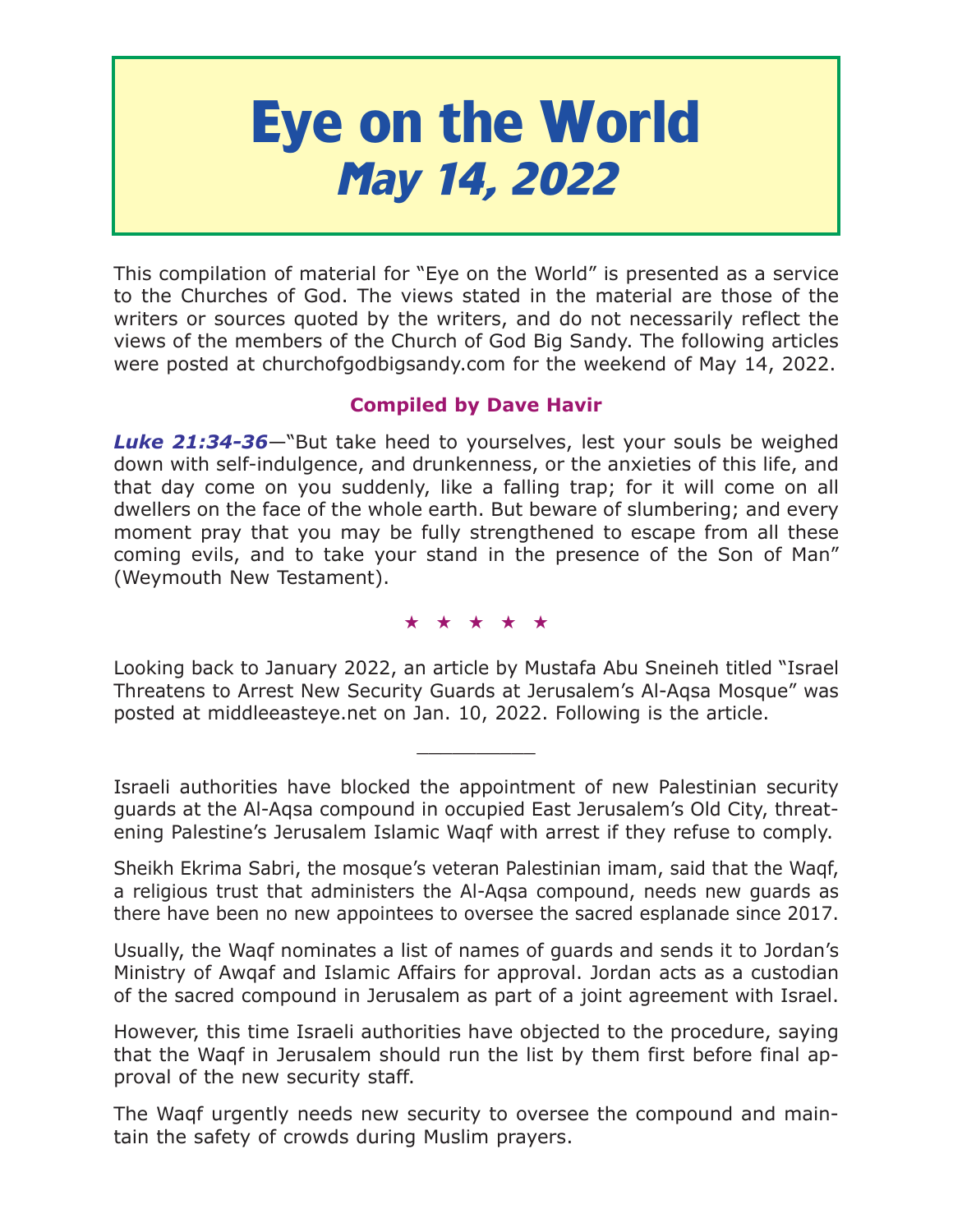# Eye on the World

## *May 14, 2022*

This compilation of material for "Eye on the World" is presented as a service to the Churches of God. The views stated in the material are those of the writers or sources quoted by the writers, and do not necessarily reflect the views of the members of the Church of God Big Sandy. The following articles were posted at churchofgodbigsandy.com for the weekend of May 14, 2022.

**Compiled by Dave Havir**

***Luke 21:34-36***—"But take heed to yourselves, lest your souls be weighed down with self-indulgence, and drunkenness, or the anxieties of this life, and that day come on you suddenly, like a falling trap; for it will come on all dwellers on the face of the whole earth. But beware of slumbering; and every moment pray that you may be fully strengthened to escape from all these coming evils, and to take your stand in the presence of the Son of Man" (Weymouth New Testament).

★ ★ ★ ★ ★

Looking back to January 2022, an article by Mustafa Abu Sneineh titled "Israel Threatens to Arrest New Security Guards at Jerusalem's Al-Aqsa Mosque" was posted at middleeasteye.net on Jan. 10, 2022. Following is the article.

---

Israeli authorities have blocked the appointment of new Palestinian security guards at the Al-Aqsa compound in occupied East Jerusalem's Old City, threatening Palestine's Jerusalem Islamic Waqf with arrest if they refuse to comply.

Sheikh Ekrima Sabri, the mosque's veteran Palestinian imam, said that the Waqf, a religious trust that administers the Al-Aqsa compound, needs new guards as there have been no new appointees to oversee the sacred esplanade since 2017.

Usually, the Waqf nominates a list of names of guards and sends it to Jordan's Ministry of Awqaf and Islamic Affairs for approval. Jordan acts as a custodian of the sacred compound in Jerusalem as part of a joint agreement with Israel.

However, this time Israeli authorities have objected to the procedure, saying that the Waqf in Jerusalem should run the list by them first before final approval of the new security staff.

The Waqf urgently needs new security to oversee the compound and maintain the safety of crowds during Muslim prayers.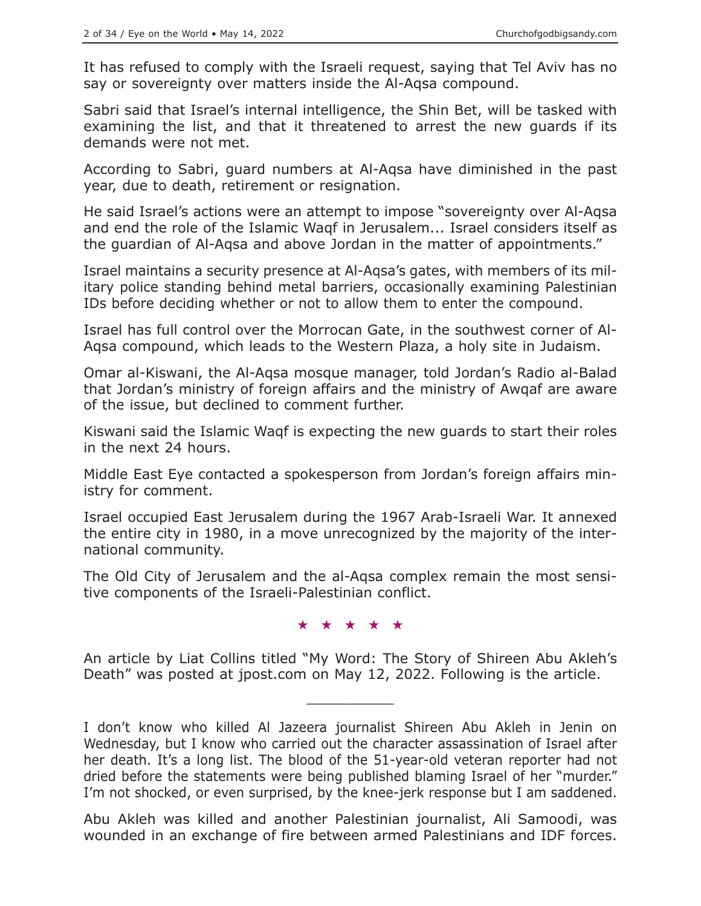It has refused to comply with the Israeli request, saying that Tel Aviv has no say or sovereignty over matters inside the Al-Aqsa compound.

Sabri said that Israel's internal intelligence, the Shin Bet, will be tasked with examining the list, and that it threatened to arrest the new guards if its demands were not met.

According to Sabri, guard numbers at Al-Aqsa have diminished in the past year, due to death, retirement or resignation.

He said Israel's actions were an attempt to impose "sovereignty over Al-Aqsa and end the role of the Islamic Waqf in Jerusalem... Israel considers itself as the guardian of Al-Aqsa and above Jordan in the matter of appointments."

Israel maintains a security presence at Al-Aqsa's gates, with members of its military police standing behind metal barriers, occasionally examining Palestinian IDs before deciding whether or not to allow them to enter the compound.

Israel has full control over the Morrocan Gate, in the southwest corner of Al-Aqsa compound, which leads to the Western Plaza, a holy site in Judaism.

Omar al-Kiswani, the Al-Aqsa mosque manager, told Jordan's Radio al-Balad that Jordan's ministry of foreign affairs and the ministry of Awqaf are aware of the issue, but declined to comment further.

Kiswani said the Islamic Waqf is expecting the new guards to start their roles in the next 24 hours.

Middle East Eye contacted a spokesperson from Jordan's foreign affairs ministry for comment.

Israel occupied East Jerusalem during the 1967 Arab-Israeli War. It annexed the entire city in 1980, in a move unrecognized by the majority of the international community.

The Old City of Jerusalem and the al-Aqsa complex remain the most sensitive components of the Israeli-Palestinian conflict.

★ ★ ★ ★ ★

An article by Liat Collins titled "My Word: The Story of Shireen Abu Akleh's Death" was posted at jpost.com on May 12, 2022. Following is the article.

---

I don't know who killed Al Jazeera journalist Shireen Abu Akleh in Jenin on Wednesday, but I know who carried out the character assassination of Israel after her death. It's a long list. The blood of the 51-year-old veteran reporter had not dried before the statements were being published blaming Israel of her "murder." I'm not shocked, or even surprised, by the knee-jerk response but I am saddened.

Abu Akleh was killed and another Palestinian journalist, Ali Samoodi, was wounded in an exchange of fire between armed Palestinians and IDF forces.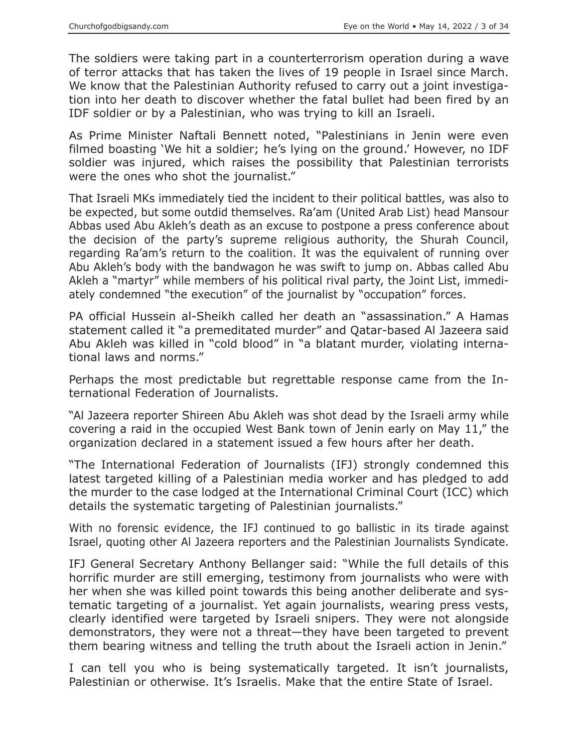The soldiers were taking part in a counterterrorism operation during a wave of terror attacks that has taken the lives of 19 people in Israel since March. We know that the Palestinian Authority refused to carry out a joint investigation into her death to discover whether the fatal bullet had been fired by an IDF soldier or by a Palestinian, who was trying to kill an Israeli.

As Prime Minister Naftali Bennett noted, "Palestinians in Jenin were even filmed boasting 'We hit a soldier; he's lying on the ground.' However, no IDF soldier was injured, which raises the possibility that Palestinian terrorists were the ones who shot the journalist."

That Israeli MKs immediately tied the incident to their political battles, was also to be expected, but some outdid themselves. Ra'am (United Arab List) head Mansour Abbas used Abu Akleh's death as an excuse to postpone a press conference about the decision of the party's supreme religious authority, the Shurah Council, regarding Ra'am's return to the coalition. It was the equivalent of running over Abu Akleh's body with the bandwagon he was swift to jump on. Abbas called Abu Akleh a "martyr" while members of his political rival party, the Joint List, immediately condemned "the execution" of the journalist by "occupation" forces.

PA official Hussein al-Sheikh called her death an "assassination." A Hamas statement called it "a premeditated murder" and Qatar-based Al Jazeera said Abu Akleh was killed in "cold blood" in "a blatant murder, violating international laws and norms."

Perhaps the most predictable but regrettable response came from the International Federation of Journalists.

"Al Jazeera reporter Shireen Abu Akleh was shot dead by the Israeli army while covering a raid in the occupied West Bank town of Jenin early on May 11," the organization declared in a statement issued a few hours after her death.

"The International Federation of Journalists (IFJ) strongly condemned this latest targeted killing of a Palestinian media worker and has pledged to add the murder to the case lodged at the International Criminal Court (ICC) which details the systematic targeting of Palestinian journalists."

With no forensic evidence, the IFJ continued to go ballistic in its tirade against Israel, quoting other Al Jazeera reporters and the Palestinian Journalists Syndicate.

IFJ General Secretary Anthony Bellanger said: "While the full details of this horrific murder are still emerging, testimony from journalists who were with her when she was killed point towards this being another deliberate and systematic targeting of a journalist. Yet again journalists, wearing press vests, clearly identified were targeted by Israeli snipers. They were not alongside demonstrators, they were not a threat—they have been targeted to prevent them bearing witness and telling the truth about the Israeli action in Jenin."

I can tell you who is being systematically targeted. It isn't journalists, Palestinian or otherwise. It's Israelis. Make that the entire State of Israel.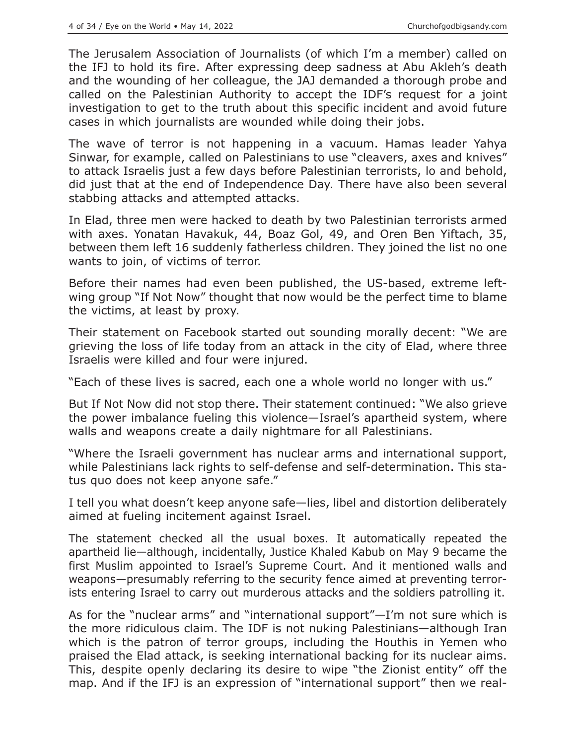The Jerusalem Association of Journalists (of which I'm a member) called on the IFJ to hold its fire. After expressing deep sadness at Abu Akleh's death and the wounding of her colleague, the JAJ demanded a thorough probe and called on the Palestinian Authority to accept the IDF's request for a joint investigation to get to the truth about this specific incident and avoid future cases in which journalists are wounded while doing their jobs.

The wave of terror is not happening in a vacuum. Hamas leader Yahya Sinwar, for example, called on Palestinians to use "cleavers, axes and knives" to attack Israelis just a few days before Palestinian terrorists, lo and behold, did just that at the end of Independence Day. There have also been several stabbing attacks and attempted attacks.

In Elad, three men were hacked to death by two Palestinian terrorists armed with axes. Yonatan Havakuk, 44, Boaz Gol, 49, and Oren Ben Yiftach, 35, between them left 16 suddenly fatherless children. They joined the list no one wants to join, of victims of terror.

Before their names had even been published, the US-based, extreme left-wing group "If Not Now" thought that now would be the perfect time to blame the victims, at least by proxy.

Their statement on Facebook started out sounding morally decent: "We are grieving the loss of life today from an attack in the city of Elad, where three Israelis were killed and four were injured.

"Each of these lives is sacred, each one a whole world no longer with us."

But If Not Now did not stop there. Their statement continued: "We also grieve the power imbalance fueling this violence—Israel's apartheid system, where walls and weapons create a daily nightmare for all Palestinians.

"Where the Israeli government has nuclear arms and international support, while Palestinians lack rights to self-defense and self-determination. This status quo does not keep anyone safe."

I tell you what doesn't keep anyone safe—lies, libel and distortion deliberately aimed at fueling incitement against Israel.

The statement checked all the usual boxes. It automatically repeated the apartheid lie—although, incidentally, Justice Khaled Kabub on May 9 became the first Muslim appointed to Israel's Supreme Court. And it mentioned walls and weapons—presumably referring to the security fence aimed at preventing terrorists entering Israel to carry out murderous attacks and the soldiers patrolling it.

As for the "nuclear arms" and "international support"—I'm not sure which is the more ridiculous claim. The IDF is not nuking Palestinians—although Iran which is the patron of terror groups, including the Houthis in Yemen who praised the Elad attack, is seeking international backing for its nuclear aims. This, despite openly declaring its desire to wipe "the Zionist entity" off the map. And if the IFJ is an expression of "international support" then we real-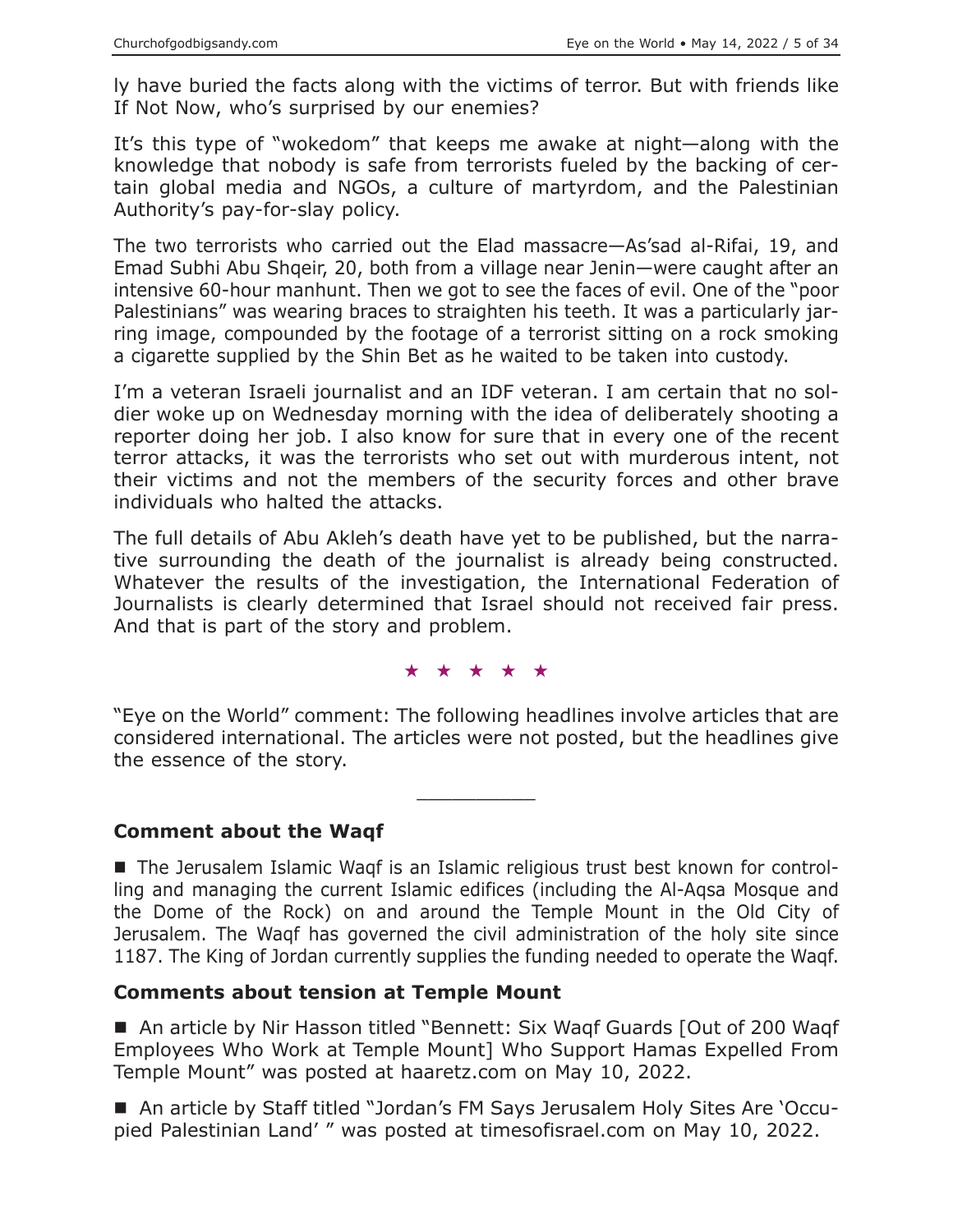ly have buried the facts along with the victims of terror. But with friends like If Not Now, who's surprised by our enemies?

It's this type of "wokedom" that keeps me awake at night—along with the knowledge that nobody is safe from terrorists fueled by the backing of certain global media and NGOs, a culture of martyrdom, and the Palestinian Authority's pay-for-slay policy.

The two terrorists who carried out the Elad massacre—As'sad al-Rifai, 19, and Emad Subhi Abu Shqeir, 20, both from a village near Jenin—were caught after an intensive 60-hour manhunt. Then we got to see the faces of evil. One of the "poor Palestinians" was wearing braces to straighten his teeth. It was a particularly jarring image, compounded by the footage of a terrorist sitting on a rock smoking a cigarette supplied by the Shin Bet as he waited to be taken into custody.

I'm a veteran Israeli journalist and an IDF veteran. I am certain that no soldier woke up on Wednesday morning with the idea of deliberately shooting a reporter doing her job. I also know for sure that in every one of the recent terror attacks, it was the terrorists who set out with murderous intent, not their victims and not the members of the security forces and other brave individuals who halted the attacks.

The full details of Abu Akleh's death have yet to be published, but the narrative surrounding the death of the journalist is already being constructed. Whatever the results of the investigation, the International Federation of Journalists is clearly determined that Israel should not received fair press. And that is part of the story and problem.

★ ★ ★ ★ ★

"Eye on the World" comment: The following headlines involve articles that are considered international. The articles were not posted, but the headlines give the essence of the story.

---

### Comment about the Waqf

■ The Jerusalem Islamic Waqf is an Islamic religious trust best known for controlling and managing the current Islamic edifices (including the Al-Aqsa Mosque and the Dome of the Rock) on and around the Temple Mount in the Old City of Jerusalem. The Waqf has governed the civil administration of the holy site since 1187. The King of Jordan currently supplies the funding needed to operate the Waqf.

### Comments about tension at Temple Mount

■ An article by Nir Hasson titled "Bennett: Six Waqf Guards [Out of 200 Waqf Employees Who Work at Temple Mount] Who Support Hamas Expelled From Temple Mount" was posted at haaretz.com on May 10, 2022.

■ An article by Staff titled "Jordan's FM Says Jerusalem Holy Sites Are 'Occupied Palestinian Land' " was posted at timesofisrael.com on May 10, 2022.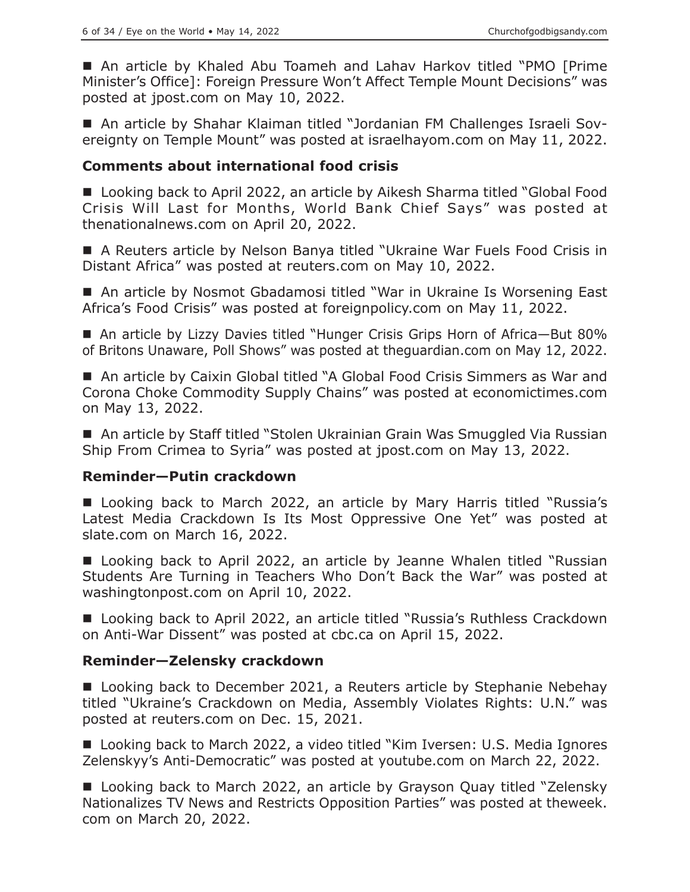■ An article by Khaled Abu Toameh and Lahav Harkov titled "PMO [Prime Minister's Office]: Foreign Pressure Won't Affect Temple Mount Decisions" was posted at jpost.com on May 10, 2022.

■ An article by Shahar Klaiman titled "Jordanian FM Challenges Israeli Sovereignty on Temple Mount" was posted at israelhayom.com on May 11, 2022.

### Comments about international food crisis

■ Looking back to April 2022, an article by Aikesh Sharma titled "Global Food Crisis Will Last for Months, World Bank Chief Says" was posted at thenationalnews.com on April 20, 2022.

■ A Reuters article by Nelson Banya titled "Ukraine War Fuels Food Crisis in Distant Africa" was posted at reuters.com on May 10, 2022.

■ An article by Nosmot Gbadamosi titled "War in Ukraine Is Worsening East Africa's Food Crisis" was posted at foreignpolicy.com on May 11, 2022.

■ An article by Lizzy Davies titled "Hunger Crisis Grips Horn of Africa—But 80% of Britons Unaware, Poll Shows" was posted at theguardian.com on May 12, 2022.

■ An article by Caixin Global titled "A Global Food Crisis Simmers as War and Corona Choke Commodity Supply Chains" was posted at economictimes.com on May 13, 2022.

■ An article by Staff titled "Stolen Ukrainian Grain Was Smuggled Via Russian Ship From Crimea to Syria" was posted at jpost.com on May 13, 2022.

### Reminder—Putin crackdown

■ Looking back to March 2022, an article by Mary Harris titled "Russia's Latest Media Crackdown Is Its Most Oppressive One Yet" was posted at slate.com on March 16, 2022.

■ Looking back to April 2022, an article by Jeanne Whalen titled "Russian Students Are Turning in Teachers Who Don't Back the War" was posted at washingtonpost.com on April 10, 2022.

■ Looking back to April 2022, an article titled "Russia's Ruthless Crackdown on Anti-War Dissent" was posted at cbc.ca on April 15, 2022.

### Reminder—Zelensky crackdown

■ Looking back to December 2021, a Reuters article by Stephanie Nebehay titled "Ukraine's Crackdown on Media, Assembly Violates Rights: U.N." was posted at reuters.com on Dec. 15, 2021.

■ Looking back to March 2022, a video titled "Kim Iversen: U.S. Media Ignores Zelenskyy's Anti-Democratic" was posted at youtube.com on March 22, 2022.

■ Looking back to March 2022, an article by Grayson Quay titled "Zelensky Nationalizes TV News and Restricts Opposition Parties" was posted at theweek.com on March 20, 2022.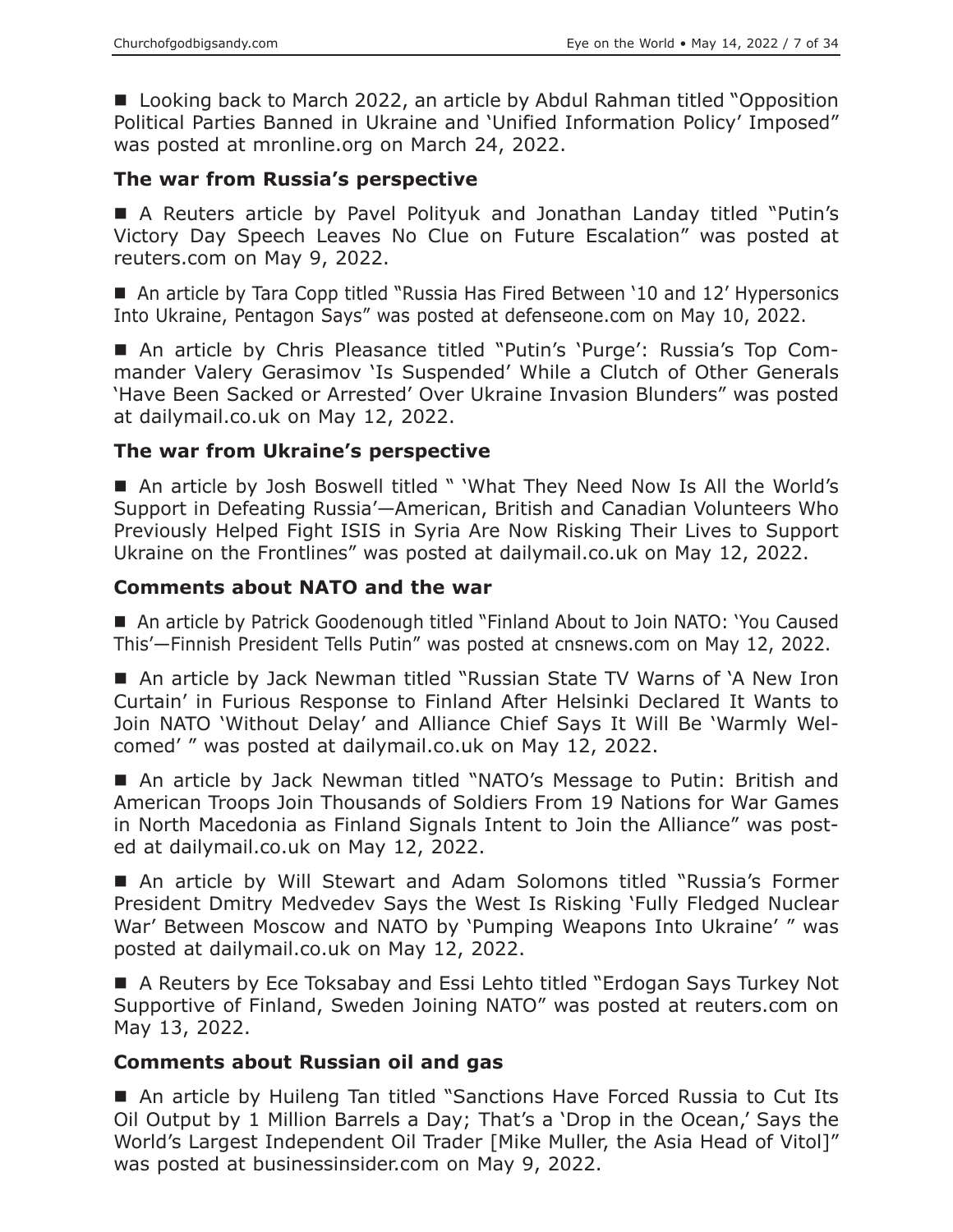■ Looking back to March 2022, an article by Abdul Rahman titled "Opposition Political Parties Banned in Ukraine and 'Unified Information Policy' Imposed" was posted at mronline.org on March 24, 2022.

### The war from Russia's perspective

■ A Reuters article by Pavel Polityuk and Jonathan Landay titled "Putin's Victory Day Speech Leaves No Clue on Future Escalation" was posted at reuters.com on May 9, 2022.

■ An article by Tara Copp titled "Russia Has Fired Between '10 and 12' Hypersonics Into Ukraine, Pentagon Says" was posted at defenseone.com on May 10, 2022.

■ An article by Chris Pleasance titled "Putin's 'Purge': Russia's Top Commander Valery Gerasimov 'Is Suspended' While a Clutch of Other Generals 'Have Been Sacked or Arrested' Over Ukraine Invasion Blunders" was posted at dailymail.co.uk on May 12, 2022.

### The war from Ukraine's perspective

■ An article by Josh Boswell titled " 'What They Need Now Is All the World's Support in Defeating Russia'—American, British and Canadian Volunteers Who Previously Helped Fight ISIS in Syria Are Now Risking Their Lives to Support Ukraine on the Frontlines" was posted at dailymail.co.uk on May 12, 2022.

### Comments about NATO and the war

■ An article by Patrick Goodenough titled "Finland About to Join NATO: 'You Caused This'—Finnish President Tells Putin" was posted at cnsnews.com on May 12, 2022.

■ An article by Jack Newman titled "Russian State TV Warns of 'A New Iron Curtain' in Furious Response to Finland After Helsinki Declared It Wants to Join NATO 'Without Delay' and Alliance Chief Says It Will Be 'Warmly Welcomed' " was posted at dailymail.co.uk on May 12, 2022.

■ An article by Jack Newman titled "NATO's Message to Putin: British and American Troops Join Thousands of Soldiers From 19 Nations for War Games in North Macedonia as Finland Signals Intent to Join the Alliance" was posted at dailymail.co.uk on May 12, 2022.

■ An article by Will Stewart and Adam Solomons titled "Russia's Former President Dmitry Medvedev Says the West Is Risking 'Fully Fledged Nuclear War' Between Moscow and NATO by 'Pumping Weapons Into Ukraine' " was posted at dailymail.co.uk on May 12, 2022.

■ A Reuters by Ece Toksabay and Essi Lehto titled "Erdogan Says Turkey Not Supportive of Finland, Sweden Joining NATO" was posted at reuters.com on May 13, 2022.

### Comments about Russian oil and gas

■ An article by Huileng Tan titled "Sanctions Have Forced Russia to Cut Its Oil Output by 1 Million Barrels a Day; That's a 'Drop in the Ocean,' Says the World's Largest Independent Oil Trader [Mike Muller, the Asia Head of Vitol]" was posted at businessinsider.com on May 9, 2022.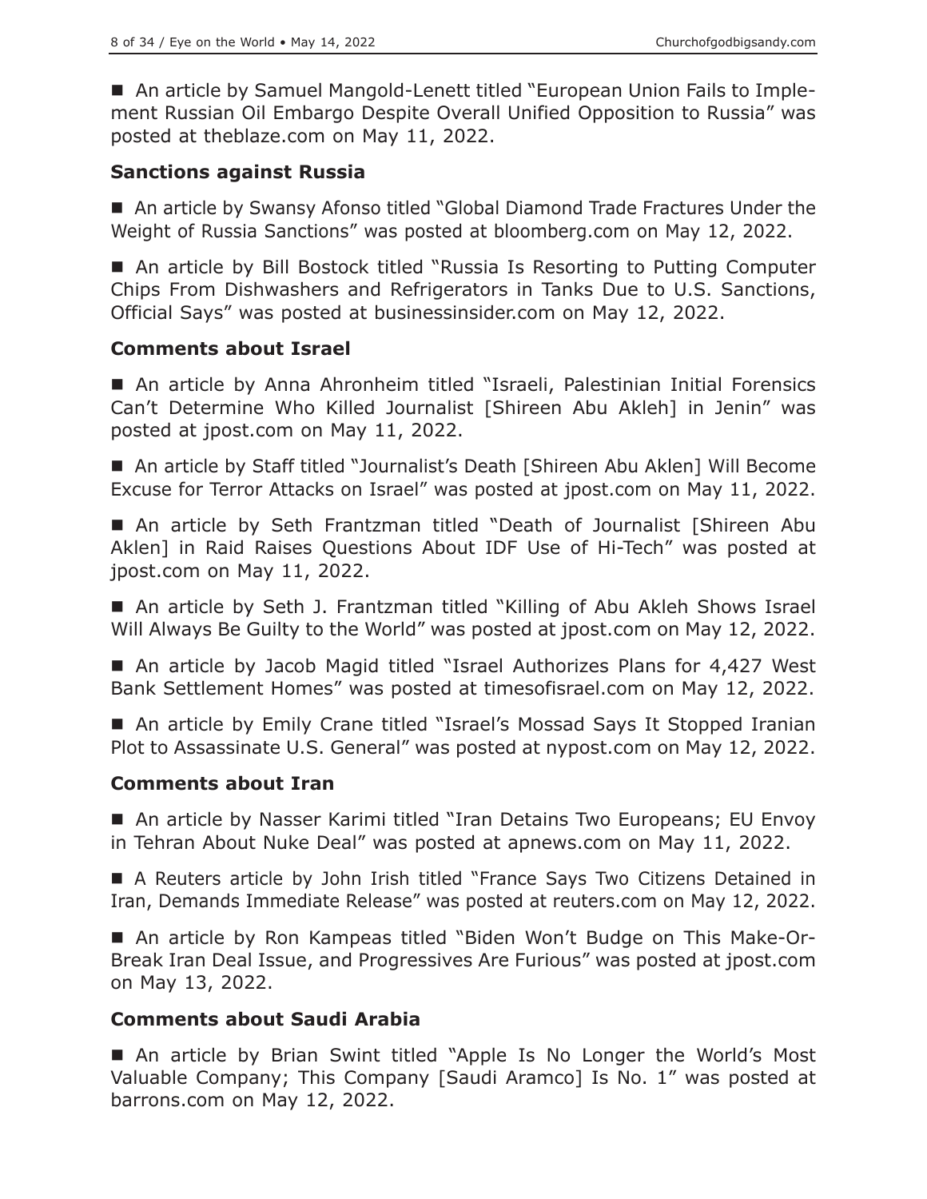■ An article by Samuel Mangold-Lenett titled "European Union Fails to Implement Russian Oil Embargo Despite Overall Unified Opposition to Russia" was posted at theblaze.com on May 11, 2022.

### Sanctions against Russia

■ An article by Swansy Afonso titled "Global Diamond Trade Fractures Under the Weight of Russia Sanctions" was posted at bloomberg.com on May 12, 2022.

■ An article by Bill Bostock titled "Russia Is Resorting to Putting Computer Chips From Dishwashers and Refrigerators in Tanks Due to U.S. Sanctions, Official Says" was posted at businessinsider.com on May 12, 2022.

### Comments about Israel

■ An article by Anna Ahronheim titled "Israeli, Palestinian Initial Forensics Can't Determine Who Killed Journalist [Shireen Abu Akleh] in Jenin" was posted at jpost.com on May 11, 2022.

■ An article by Staff titled "Journalist's Death [Shireen Abu Aklen] Will Become Excuse for Terror Attacks on Israel" was posted at jpost.com on May 11, 2022.

■ An article by Seth Frantzman titled "Death of Journalist [Shireen Abu Aklen] in Raid Raises Questions About IDF Use of Hi-Tech" was posted at jpost.com on May 11, 2022.

■ An article by Seth J. Frantzman titled "Killing of Abu Akleh Shows Israel Will Always Be Guilty to the World" was posted at jpost.com on May 12, 2022.

■ An article by Jacob Magid titled "Israel Authorizes Plans for 4,427 West Bank Settlement Homes" was posted at timesofisrael.com on May 12, 2022.

■ An article by Emily Crane titled "Israel's Mossad Says It Stopped Iranian Plot to Assassinate U.S. General" was posted at nypost.com on May 12, 2022.

### Comments about Iran

■ An article by Nasser Karimi titled "Iran Detains Two Europeans; EU Envoy in Tehran About Nuke Deal" was posted at apnews.com on May 11, 2022.

■ A Reuters article by John Irish titled "France Says Two Citizens Detained in Iran, Demands Immediate Release" was posted at reuters.com on May 12, 2022.

■ An article by Ron Kampeas titled "Biden Won't Budge on This Make-Or-Break Iran Deal Issue, and Progressives Are Furious" was posted at jpost.com on May 13, 2022.

### Comments about Saudi Arabia

■ An article by Brian Swint titled "Apple Is No Longer the World's Most Valuable Company; This Company [Saudi Aramco] Is No. 1" was posted at barrons.com on May 12, 2022.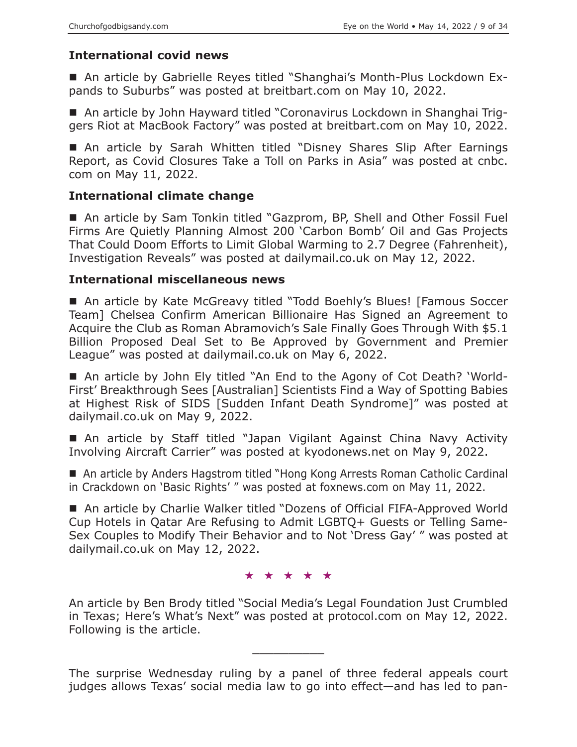### International covid news

- An article by Gabrielle Reyes titled "Shanghai's Month-Plus Lockdown Expands to Suburbs" was posted at breitbart.com on May 10, 2022.

- An article by John Hayward titled "Coronavirus Lockdown in Shanghai Triggers Riot at MacBook Factory" was posted at breitbart.com on May 10, 2022.

- An article by Sarah Whitten titled "Disney Shares Slip After Earnings Report, as Covid Closures Take a Toll on Parks in Asia" was posted at cnbc.com on May 11, 2022.

### International climate change

- An article by Sam Tonkin titled "Gazprom, BP, Shell and Other Fossil Fuel Firms Are Quietly Planning Almost 200 'Carbon Bomb' Oil and Gas Projects That Could Doom Efforts to Limit Global Warming to 2.7 Degree (Fahrenheit), Investigation Reveals" was posted at dailymail.co.uk on May 12, 2022.

### International miscellaneous news

- An article by Kate McGreavy titled "Todd Boehly's Blues! [Famous Soccer Team] Chelsea Confirm American Billionaire Has Signed an Agreement to Acquire the Club as Roman Abramovich's Sale Finally Goes Through With $5.1 Billion Proposed Deal Set to Be Approved by Government and Premier League" was posted at dailymail.co.uk on May 6, 2022.

- An article by John Ely titled "An End to the Agony of Cot Death? 'World-First' Breakthrough Sees [Australian] Scientists Find a Way of Spotting Babies at Highest Risk of SIDS [Sudden Infant Death Syndrome]" was posted at dailymail.co.uk on May 9, 2022.

- An article by Staff titled "Japan Vigilant Against China Navy Activity Involving Aircraft Carrier" was posted at kyodonews.net on May 9, 2022.

- An article by Anders Hagstrom titled "Hong Kong Arrests Roman Catholic Cardinal in Crackdown on 'Basic Rights' " was posted at foxnews.com on May 11, 2022.

- An article by Charlie Walker titled "Dozens of Official FIFA-Approved World Cup Hotels in Qatar Are Refusing to Admit LGBTQ+ Guests or Telling Same-Sex Couples to Modify Their Behavior and to Not 'Dress Gay' " was posted at dailymail.co.uk on May 12, 2022.

★ ★ ★ ★ ★

An article by Ben Brody titled "Social Media's Legal Foundation Just Crumbled in Texas; Here's What's Next" was posted at protocol.com on May 12, 2022. Following is the article.

---

The surprise Wednesday ruling by a panel of three federal appeals court judges allows Texas' social media law to go into effect—and has led to pan-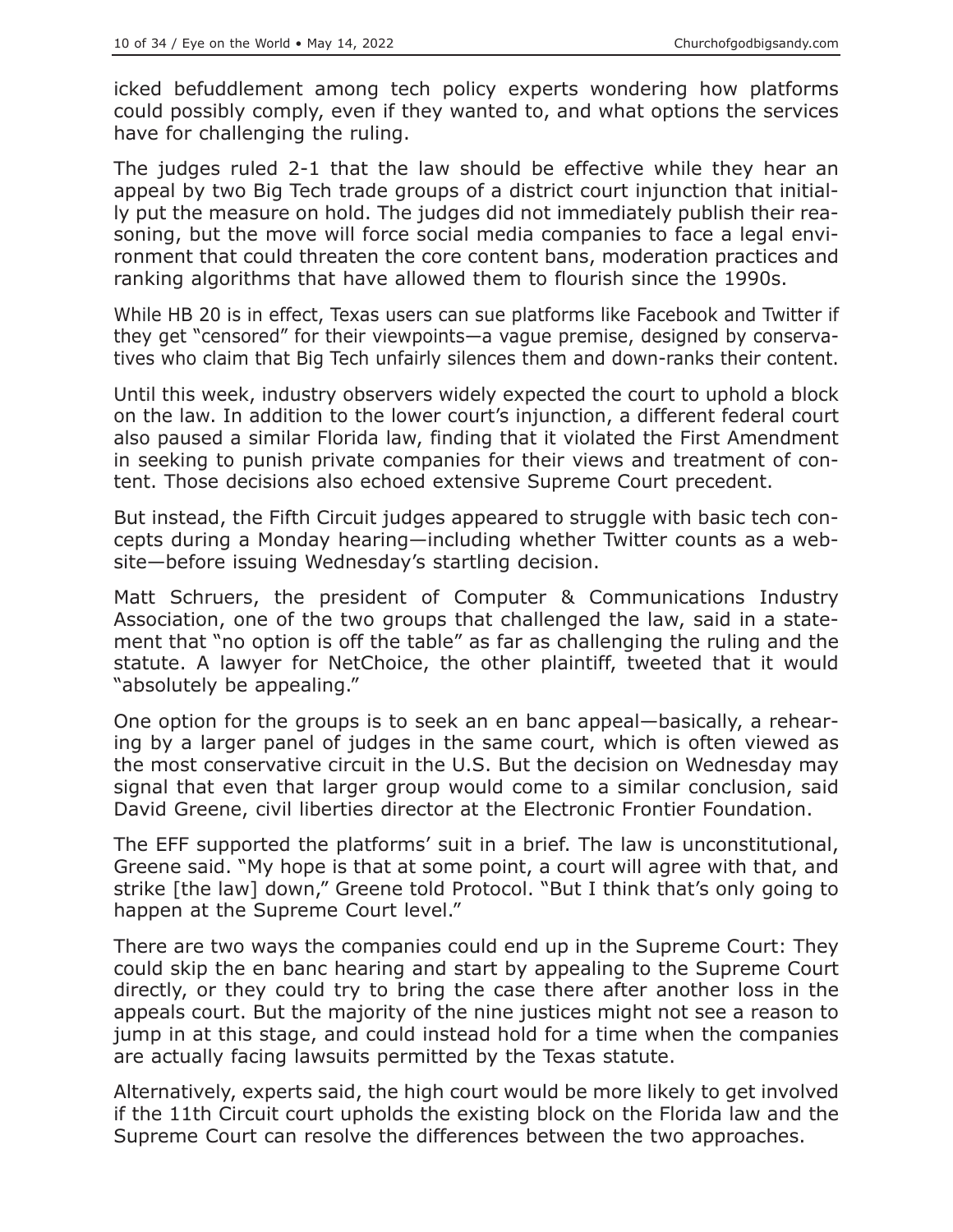icked befuddlement among tech policy experts wondering how platforms could possibly comply, even if they wanted to, and what options the services have for challenging the ruling.

The judges ruled 2-1 that the law should be effective while they hear an appeal by two Big Tech trade groups of a district court injunction that initially put the measure on hold. The judges did not immediately publish their reasoning, but the move will force social media companies to face a legal environment that could threaten the core content bans, moderation practices and ranking algorithms that have allowed them to flourish since the 1990s.

While HB 20 is in effect, Texas users can sue platforms like Facebook and Twitter if they get "censored" for their viewpoints—a vague premise, designed by conservatives who claim that Big Tech unfairly silences them and down-ranks their content.

Until this week, industry observers widely expected the court to uphold a block on the law. In addition to the lower court's injunction, a different federal court also paused a similar Florida law, finding that it violated the First Amendment in seeking to punish private companies for their views and treatment of content. Those decisions also echoed extensive Supreme Court precedent.

But instead, the Fifth Circuit judges appeared to struggle with basic tech concepts during a Monday hearing—including whether Twitter counts as a website—before issuing Wednesday's startling decision.

Matt Schruers, the president of Computer & Communications Industry Association, one of the two groups that challenged the law, said in a statement that "no option is off the table" as far as challenging the ruling and the statute. A lawyer for NetChoice, the other plaintiff, tweeted that it would "absolutely be appealing."

One option for the groups is to seek an en banc appeal—basically, a rehearing by a larger panel of judges in the same court, which is often viewed as the most conservative circuit in the U.S. But the decision on Wednesday may signal that even that larger group would come to a similar conclusion, said David Greene, civil liberties director at the Electronic Frontier Foundation.

The EFF supported the platforms' suit in a brief. The law is unconstitutional, Greene said. "My hope is that at some point, a court will agree with that, and strike [the law] down," Greene told Protocol. "But I think that's only going to happen at the Supreme Court level."

There are two ways the companies could end up in the Supreme Court: They could skip the en banc hearing and start by appealing to the Supreme Court directly, or they could try to bring the case there after another loss in the appeals court. But the majority of the nine justices might not see a reason to jump in at this stage, and could instead hold for a time when the companies are actually facing lawsuits permitted by the Texas statute.

Alternatively, experts said, the high court would be more likely to get involved if the 11th Circuit court upholds the existing block on the Florida law and the Supreme Court can resolve the differences between the two approaches.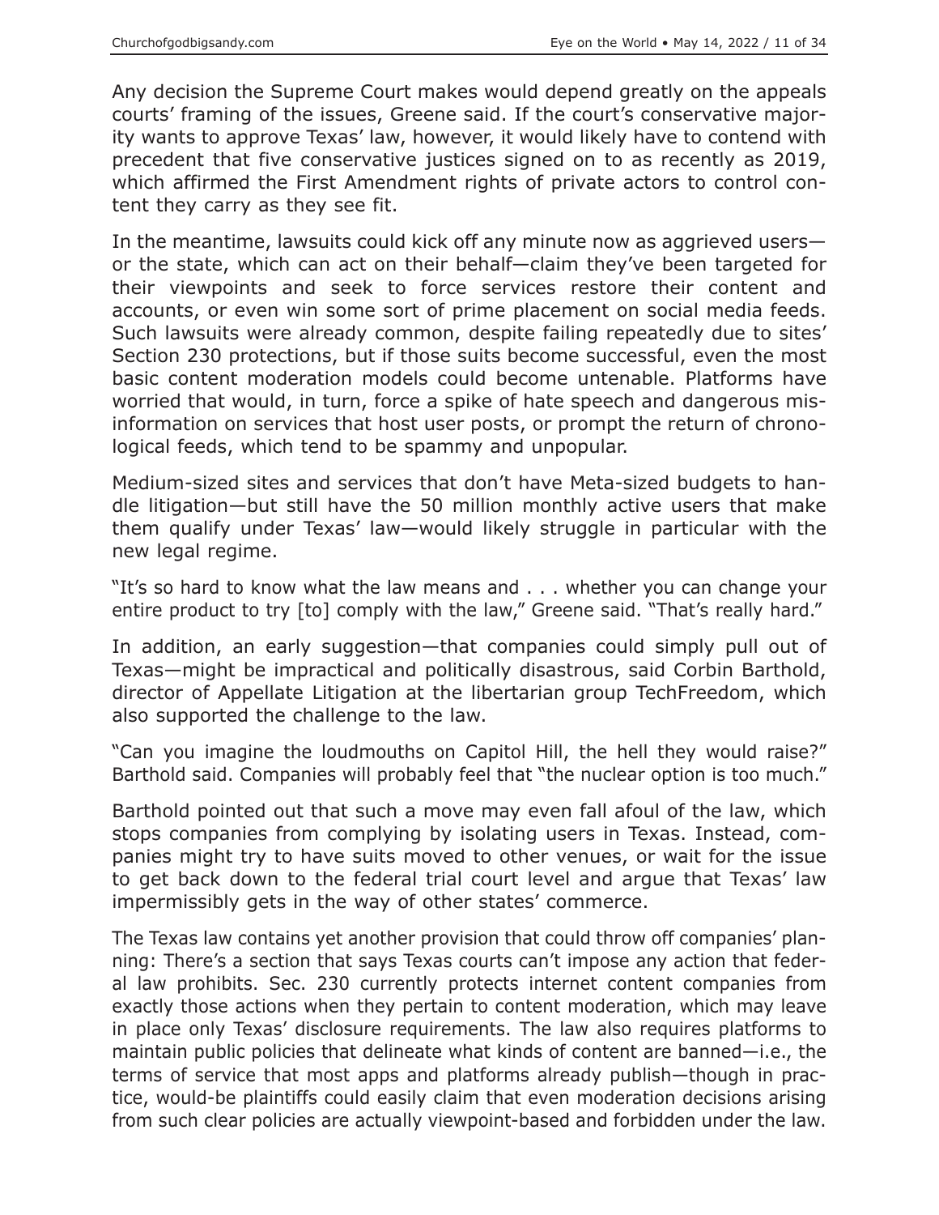Any decision the Supreme Court makes would depend greatly on the appeals courts' framing of the issues, Greene said. If the court's conservative majority wants to approve Texas' law, however, it would likely have to contend with precedent that five conservative justices signed on to as recently as 2019, which affirmed the First Amendment rights of private actors to control content they carry as they see fit.

In the meantime, lawsuits could kick off any minute now as aggrieved users—or the state, which can act on their behalf—claim they've been targeted for their viewpoints and seek to force services restore their content and accounts, or even win some sort of prime placement on social media feeds. Such lawsuits were already common, despite failing repeatedly due to sites' Section 230 protections, but if those suits become successful, even the most basic content moderation models could become untenable. Platforms have worried that would, in turn, force a spike of hate speech and dangerous misinformation on services that host user posts, or prompt the return of chronological feeds, which tend to be spammy and unpopular.

Medium-sized sites and services that don't have Meta-sized budgets to handle litigation—but still have the 50 million monthly active users that make them qualify under Texas' law—would likely struggle in particular with the new legal regime.

"It's so hard to know what the law means and . . . whether you can change your entire product to try [to] comply with the law," Greene said. "That's really hard."

In addition, an early suggestion—that companies could simply pull out of Texas—might be impractical and politically disastrous, said Corbin Barthold, director of Appellate Litigation at the libertarian group TechFreedom, which also supported the challenge to the law.

"Can you imagine the loudmouths on Capitol Hill, the hell they would raise?" Barthold said. Companies will probably feel that "the nuclear option is too much."

Barthold pointed out that such a move may even fall afoul of the law, which stops companies from complying by isolating users in Texas. Instead, companies might try to have suits moved to other venues, or wait for the issue to get back down to the federal trial court level and argue that Texas' law impermissibly gets in the way of other states' commerce.

The Texas law contains yet another provision that could throw off companies' planning: There's a section that says Texas courts can't impose any action that federal law prohibits. Sec. 230 currently protects internet content companies from exactly those actions when they pertain to content moderation, which may leave in place only Texas' disclosure requirements. The law also requires platforms to maintain public policies that delineate what kinds of content are banned—i.e., the terms of service that most apps and platforms already publish—though in practice, would-be plaintiffs could easily claim that even moderation decisions arising from such clear policies are actually viewpoint-based and forbidden under the law.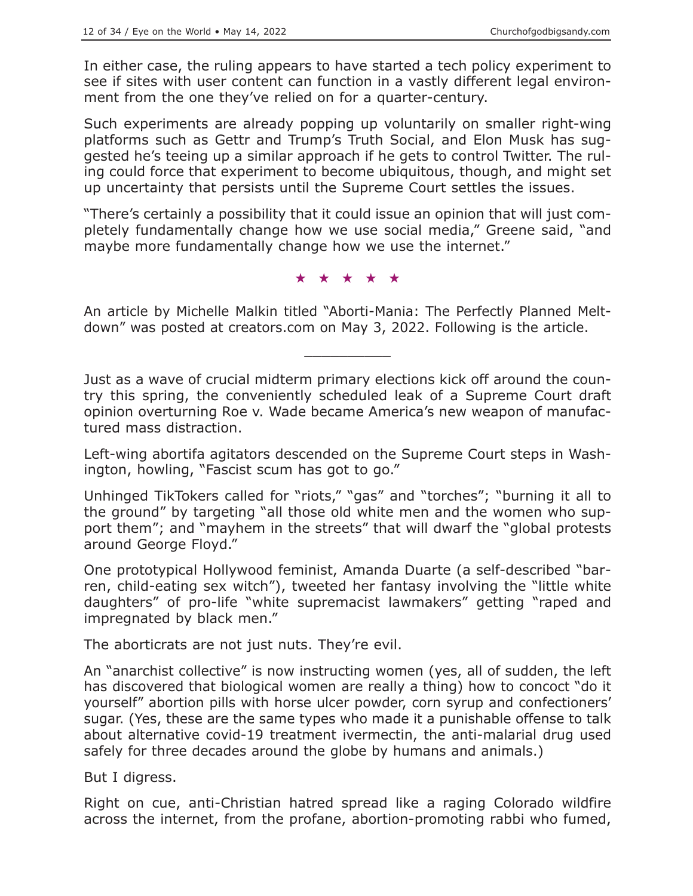In either case, the ruling appears to have started a tech policy experiment to see if sites with user content can function in a vastly different legal environment from the one they've relied on for a quarter-century.

Such experiments are already popping up voluntarily on smaller right-wing platforms such as Gettr and Trump's Truth Social, and Elon Musk has suggested he's teeing up a similar approach if he gets to control Twitter. The ruling could force that experiment to become ubiquitous, though, and might set up uncertainty that persists until the Supreme Court settles the issues.

"There's certainly a possibility that it could issue an opinion that will just completely fundamentally change how we use social media," Greene said, "and maybe more fundamentally change how we use the internet."

★ ★ ★ ★ ★

An article by Michelle Malkin titled "Aborti-Mania: The Perfectly Planned Meltdown" was posted at creators.com on May 3, 2022. Following is the article.

---

Just as a wave of crucial midterm primary elections kick off around the country this spring, the conveniently scheduled leak of a Supreme Court draft opinion overturning Roe v. Wade became America's new weapon of manufactured mass distraction.

Left-wing abortifa agitators descended on the Supreme Court steps in Washington, howling, "Fascist scum has got to go."

Unhinged TikTokers called for "riots," "gas" and "torches"; "burning it all to the ground" by targeting "all those old white men and the women who support them"; and "mayhem in the streets" that will dwarf the "global protests around George Floyd."

One prototypical Hollywood feminist, Amanda Duarte (a self-described "barren, child-eating sex witch"), tweeted her fantasy involving the "little white daughters" of pro-life "white supremacist lawmakers" getting "raped and impregnated by black men."

The aborticrats are not just nuts. They're evil.

An "anarchist collective" is now instructing women (yes, all of sudden, the left has discovered that biological women are really a thing) how to concoct "do it yourself" abortion pills with horse ulcer powder, corn syrup and confectioners' sugar. (Yes, these are the same types who made it a punishable offense to talk about alternative covid-19 treatment ivermectin, the anti-malarial drug used safely for three decades around the globe by humans and animals.)

But I digress.

Right on cue, anti-Christian hatred spread like a raging Colorado wildfire across the internet, from the profane, abortion-promoting rabbi who fumed,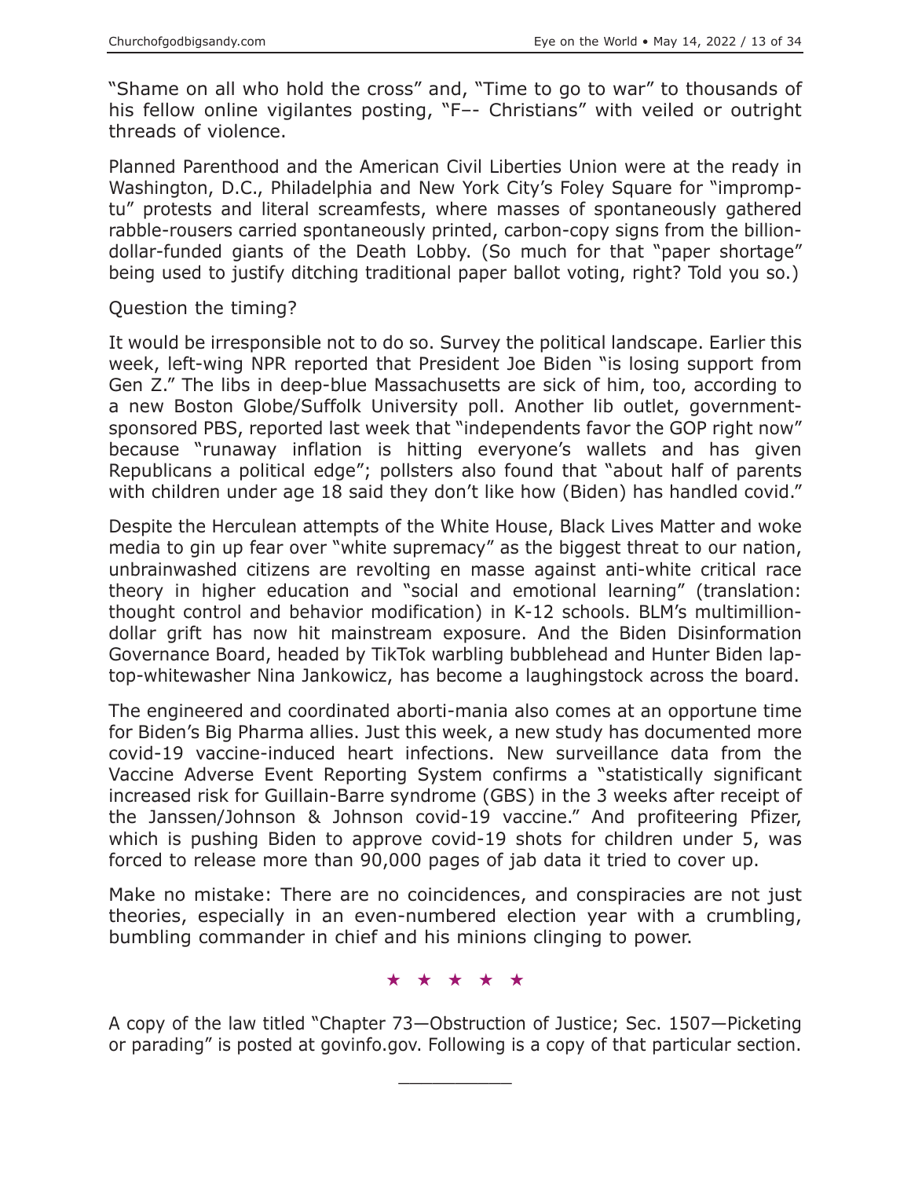"Shame on all who hold the cross" and, "Time to go to war" to thousands of his fellow online vigilantes posting, "F–- Christians" with veiled or outright threads of violence.

Planned Parenthood and the American Civil Liberties Union were at the ready in Washington, D.C., Philadelphia and New York City's Foley Square for "impromptu" protests and literal screamfests, where masses of spontaneously gathered rabble-rousers carried spontaneously printed, carbon-copy signs from the billion-dollar-funded giants of the Death Lobby. (So much for that "paper shortage" being used to justify ditching traditional paper ballot voting, right? Told you so.)

Question the timing?

It would be irresponsible not to do so. Survey the political landscape. Earlier this week, left-wing NPR reported that President Joe Biden "is losing support from Gen Z." The libs in deep-blue Massachusetts are sick of him, too, according to a new Boston Globe/Suffolk University poll. Another lib outlet, government-sponsored PBS, reported last week that "independents favor the GOP right now" because "runaway inflation is hitting everyone's wallets and has given Republicans a political edge"; pollsters also found that "about half of parents with children under age 18 said they don't like how (Biden) has handled covid."

Despite the Herculean attempts of the White House, Black Lives Matter and woke media to gin up fear over "white supremacy" as the biggest threat to our nation, unbrainwashed citizens are revolting en masse against anti-white critical race theory in higher education and "social and emotional learning" (translation: thought control and behavior modification) in K-12 schools. BLM's multimillion-dollar grift has now hit mainstream exposure. And the Biden Disinformation Governance Board, headed by TikTok warbling bubblehead and Hunter Biden laptop-whitewasher Nina Jankowicz, has become a laughingstock across the board.

The engineered and coordinated aborti-mania also comes at an opportune time for Biden's Big Pharma allies. Just this week, a new study has documented more covid-19 vaccine-induced heart infections. New surveillance data from the Vaccine Adverse Event Reporting System confirms a "statistically significant increased risk for Guillain-Barre syndrome (GBS) in the 3 weeks after receipt of the Janssen/Johnson & Johnson covid-19 vaccine." And profiteering Pfizer, which is pushing Biden to approve covid-19 shots for children under 5, was forced to release more than 90,000 pages of jab data it tried to cover up.

Make no mistake: There are no coincidences, and conspiracies are not just theories, especially in an even-numbered election year with a crumbling, bumbling commander in chief and his minions clinging to power.

★ ★ ★ ★ ★

A copy of the law titled "Chapter 73—Obstruction of Justice; Sec. 1507—Picketing or parading" is posted at govinfo.gov. Following is a copy of that particular section.

___________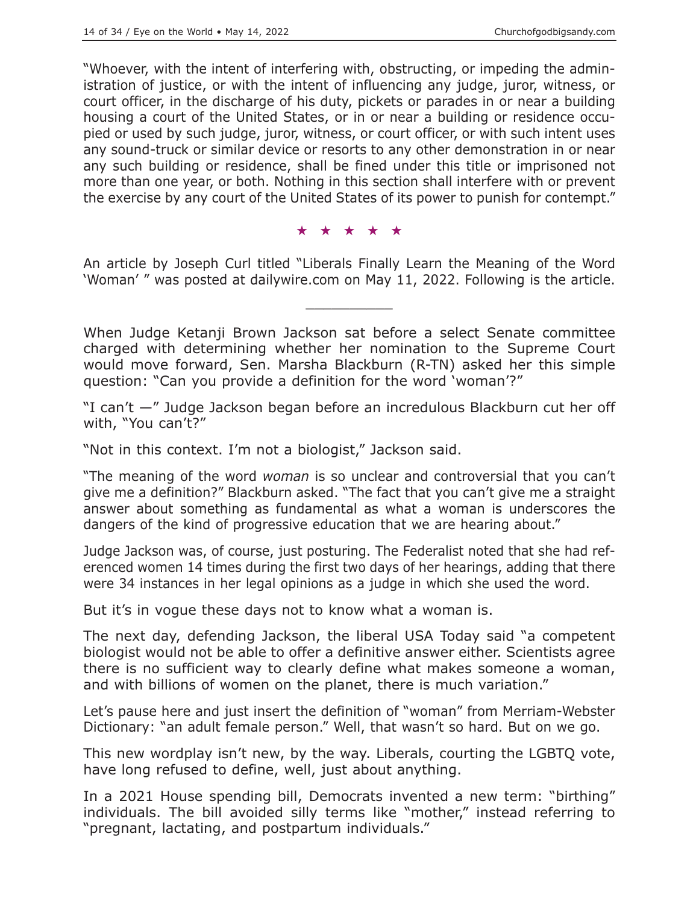"Whoever, with the intent of interfering with, obstructing, or impeding the administration of justice, or with the intent of influencing any judge, juror, witness, or court officer, in the discharge of his duty, pickets or parades in or near a building housing a court of the United States, or in or near a building or residence occupied or used by such judge, juror, witness, or court officer, or with such intent uses any sound-truck or similar device or resorts to any other demonstration in or near any such building or residence, shall be fined under this title or imprisoned not more than one year, or both. Nothing in this section shall interfere with or prevent the exercise by any court of the United States of its power to punish for contempt."

★ ★ ★ ★ ★

An article by Joseph Curl titled "Liberals Finally Learn the Meaning of the Word 'Woman' " was posted at dailywire.com on May 11, 2022. Following is the article.

---

When Judge Ketanji Brown Jackson sat before a select Senate committee charged with determining whether her nomination to the Supreme Court would move forward, Sen. Marsha Blackburn (R-TN) asked her this simple question: "Can you provide a definition for the word 'woman'?"

"I can't —" Judge Jackson began before an incredulous Blackburn cut her off with, "You can't?"

"Not in this context. I'm not a biologist," Jackson said.

"The meaning of the word *woman* is so unclear and controversial that you can't give me a definition?" Blackburn asked. "The fact that you can't give me a straight answer about something as fundamental as what a woman is underscores the dangers of the kind of progressive education that we are hearing about."

Judge Jackson was, of course, just posturing. The Federalist noted that she had referenced women 14 times during the first two days of her hearings, adding that there were 34 instances in her legal opinions as a judge in which she used the word.

But it's in vogue these days not to know what a woman is.

The next day, defending Jackson, the liberal USA Today said "a competent biologist would not be able to offer a definitive answer either. Scientists agree there is no sufficient way to clearly define what makes someone a woman, and with billions of women on the planet, there is much variation."

Let's pause here and just insert the definition of "woman" from Merriam-Webster Dictionary: "an adult female person." Well, that wasn't so hard. But on we go.

This new wordplay isn't new, by the way. Liberals, courting the LGBTQ vote, have long refused to define, well, just about anything.

In a 2021 House spending bill, Democrats invented a new term: "birthing" individuals. The bill avoided silly terms like "mother," instead referring to "pregnant, lactating, and postpartum individuals."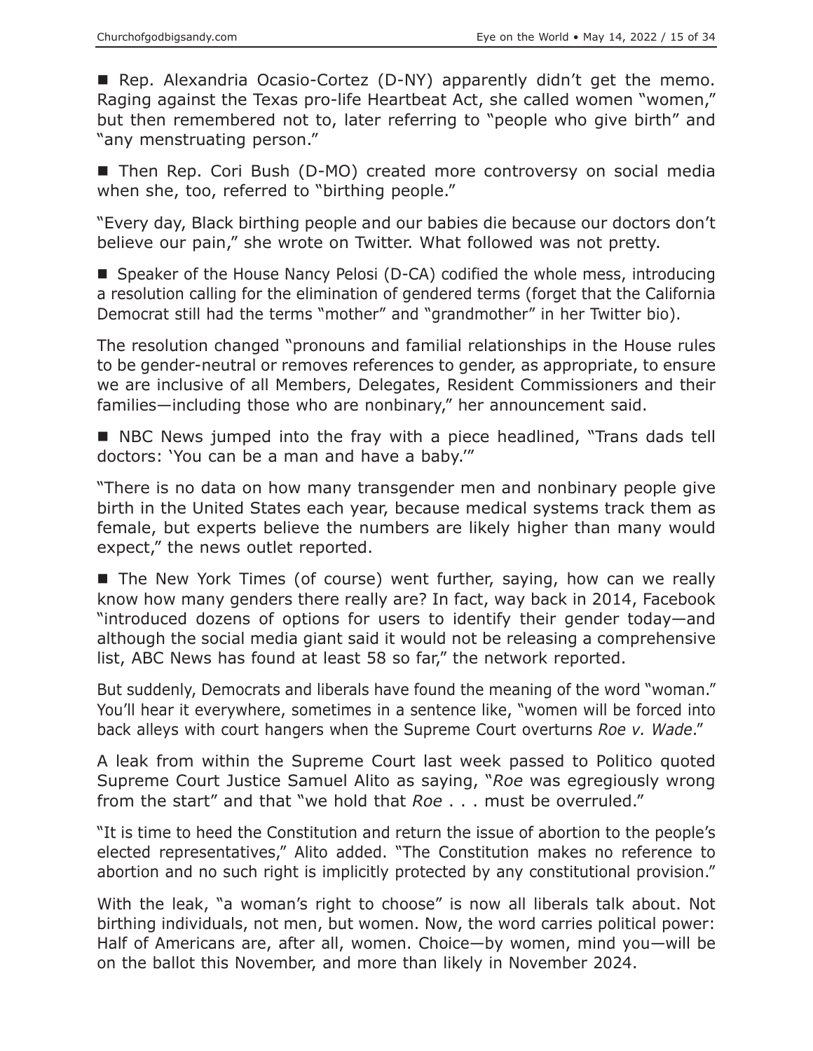■ Rep. Alexandria Ocasio-Cortez (D-NY) apparently didn't get the memo. Raging against the Texas pro-life Heartbeat Act, she called women "women," but then remembered not to, later referring to "people who give birth" and "any menstruating person."

■ Then Rep. Cori Bush (D-MO) created more controversy on social media when she, too, referred to "birthing people."

"Every day, Black birthing people and our babies die because our doctors don't believe our pain," she wrote on Twitter. What followed was not pretty.

■ Speaker of the House Nancy Pelosi (D-CA) codified the whole mess, introducing a resolution calling for the elimination of gendered terms (forget that the California Democrat still had the terms "mother" and "grandmother" in her Twitter bio).

The resolution changed "pronouns and familial relationships in the House rules to be gender-neutral or removes references to gender, as appropriate, to ensure we are inclusive of all Members, Delegates, Resident Commissioners and their families—including those who are nonbinary," her announcement said.

■ NBC News jumped into the fray with a piece headlined, "Trans dads tell doctors: 'You can be a man and have a baby.'"

"There is no data on how many transgender men and nonbinary people give birth in the United States each year, because medical systems track them as female, but experts believe the numbers are likely higher than many would expect," the news outlet reported.

■ The New York Times (of course) went further, saying, how can we really know how many genders there really are? In fact, way back in 2014, Facebook "introduced dozens of options for users to identify their gender today—and although the social media giant said it would not be releasing a comprehensive list, ABC News has found at least 58 so far," the network reported.

But suddenly, Democrats and liberals have found the meaning of the word "woman." You'll hear it everywhere, sometimes in a sentence like, "women will be forced into back alleys with court hangers when the Supreme Court overturns *Roe v. Wade*."

A leak from within the Supreme Court last week passed to Politico quoted Supreme Court Justice Samuel Alito as saying, "*Roe* was egregiously wrong from the start" and that "we hold that *Roe* . . . must be overruled."

"It is time to heed the Constitution and return the issue of abortion to the people's elected representatives," Alito added. "The Constitution makes no reference to abortion and no such right is implicitly protected by any constitutional provision."

With the leak, "a woman's right to choose" is now all liberals talk about. Not birthing individuals, not men, but women. Now, the word carries political power: Half of Americans are, after all, women. Choice—by women, mind you—will be on the ballot this November, and more than likely in November 2024.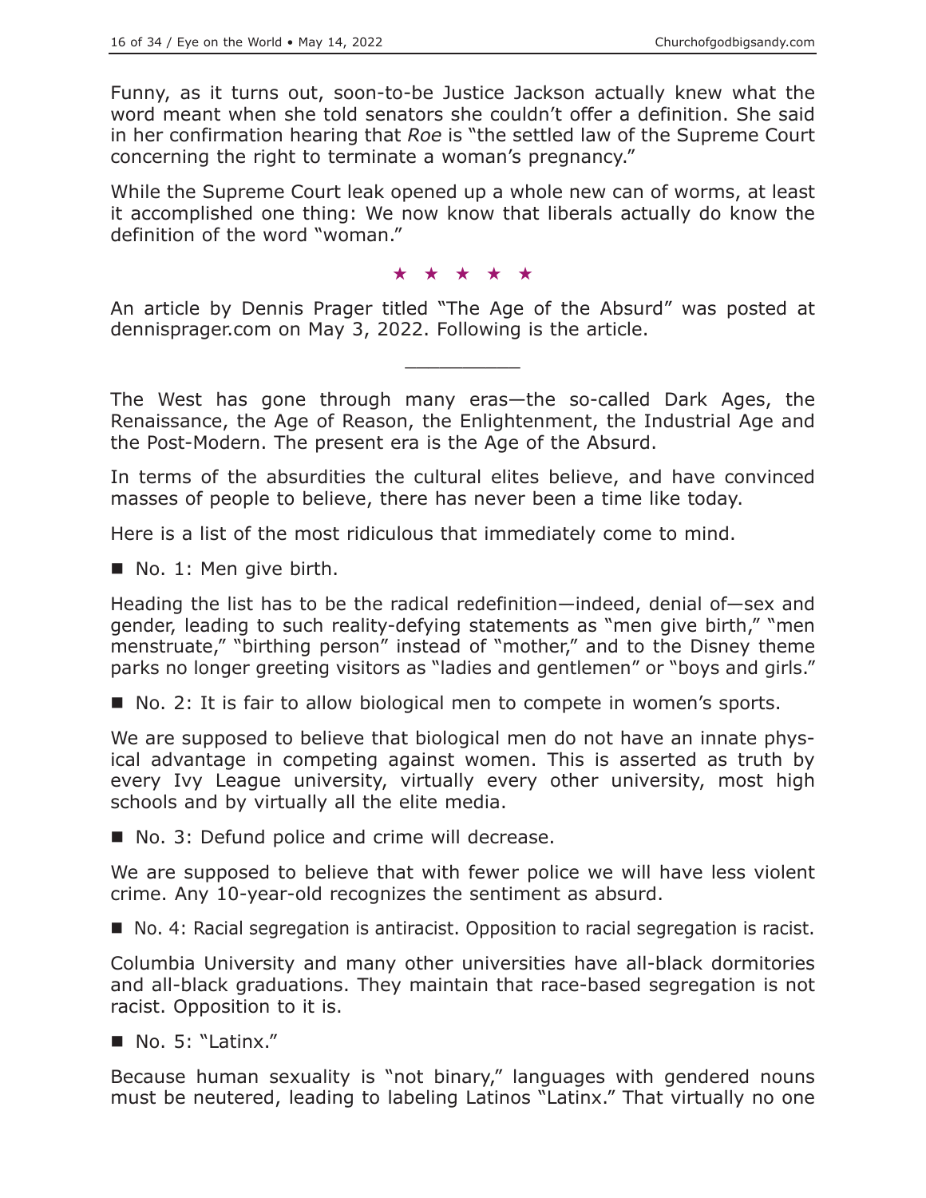Funny, as it turns out, soon-to-be Justice Jackson actually knew what the word meant when she told senators she couldn't offer a definition. She said in her confirmation hearing that *Roe* is "the settled law of the Supreme Court concerning the right to terminate a woman's pregnancy."

While the Supreme Court leak opened up a whole new can of worms, at least it accomplished one thing: We now know that liberals actually do know the definition of the word "woman."

★ ★ ★ ★ ★

An article by Dennis Prager titled "The Age of the Absurd" was posted at dennisprager.com on May 3, 2022. Following is the article.

---

The West has gone through many eras—the so-called Dark Ages, the Renaissance, the Age of Reason, the Enlightenment, the Industrial Age and the Post-Modern. The present era is the Age of the Absurd.

In terms of the absurdities the cultural elites believe, and have convinced masses of people to believe, there has never been a time like today.

Here is a list of the most ridiculous that immediately come to mind.

■ No. 1: Men give birth.

Heading the list has to be the radical redefinition—indeed, denial of—sex and gender, leading to such reality-defying statements as "men give birth," "men menstruate," "birthing person" instead of "mother," and to the Disney theme parks no longer greeting visitors as "ladies and gentlemen" or "boys and girls."

■ No. 2: It is fair to allow biological men to compete in women's sports.

We are supposed to believe that biological men do not have an innate physical advantage in competing against women. This is asserted as truth by every Ivy League university, virtually every other university, most high schools and by virtually all the elite media.

■ No. 3: Defund police and crime will decrease.

We are supposed to believe that with fewer police we will have less violent crime. Any 10-year-old recognizes the sentiment as absurd.

■ No. 4: Racial segregation is antiracist. Opposition to racial segregation is racist.

Columbia University and many other universities have all-black dormitories and all-black graduations. They maintain that race-based segregation is not racist. Opposition to it is.

■ No. 5: "Latinx."

Because human sexuality is "not binary," languages with gendered nouns must be neutered, leading to labeling Latinos "Latinx." That virtually no one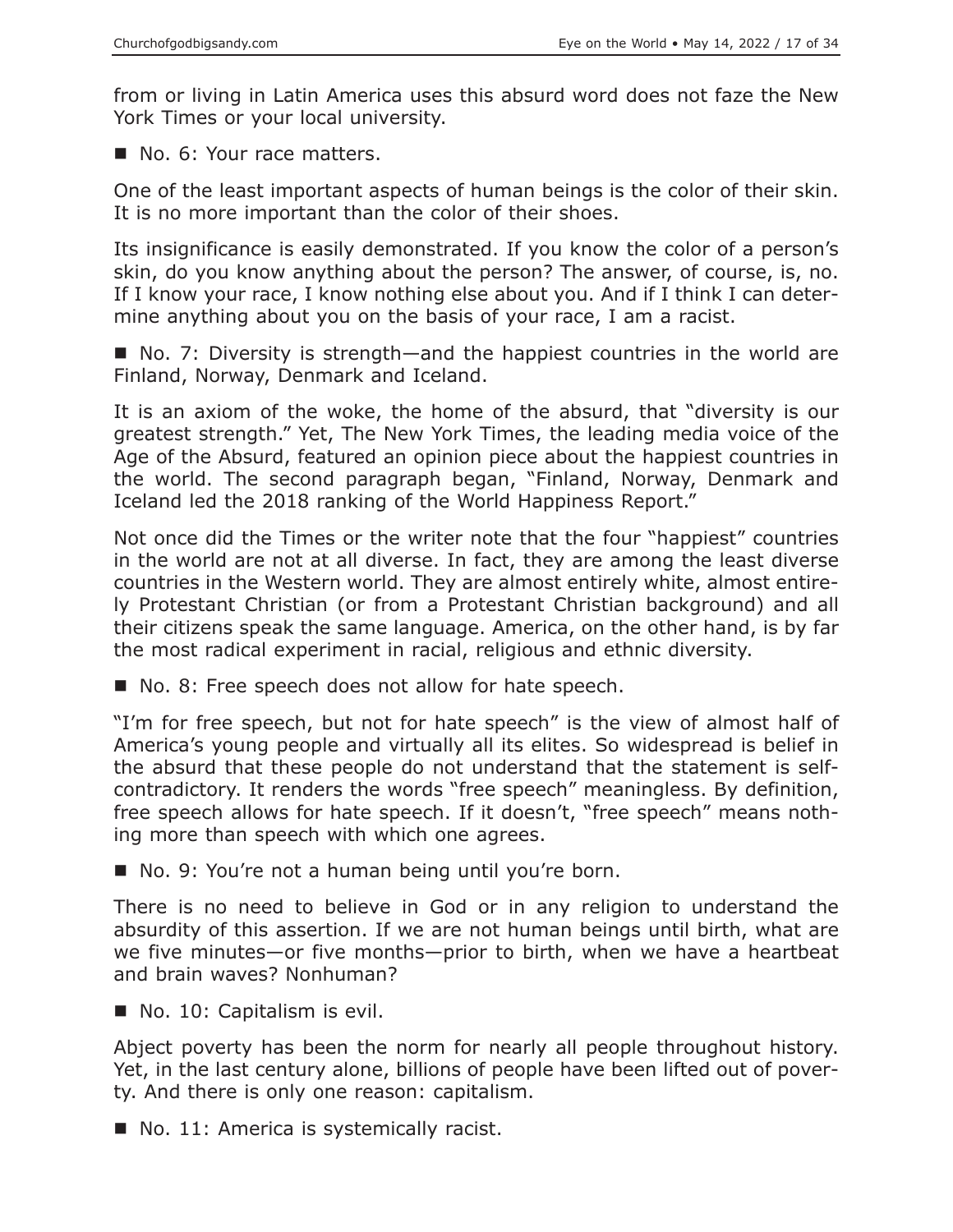from or living in Latin America uses this absurd word does not faze the New York Times or your local university.

■ No. 6: Your race matters.

One of the least important aspects of human beings is the color of their skin. It is no more important than the color of their shoes.

Its insignificance is easily demonstrated. If you know the color of a person's skin, do you know anything about the person? The answer, of course, is, no. If I know your race, I know nothing else about you. And if I think I can determine anything about you on the basis of your race, I am a racist.

■ No. 7: Diversity is strength—and the happiest countries in the world are Finland, Norway, Denmark and Iceland.

It is an axiom of the woke, the home of the absurd, that "diversity is our greatest strength." Yet, The New York Times, the leading media voice of the Age of the Absurd, featured an opinion piece about the happiest countries in the world. The second paragraph began, "Finland, Norway, Denmark and Iceland led the 2018 ranking of the World Happiness Report."

Not once did the Times or the writer note that the four "happiest" countries in the world are not at all diverse. In fact, they are among the least diverse countries in the Western world. They are almost entirely white, almost entirely Protestant Christian (or from a Protestant Christian background) and all their citizens speak the same language. America, on the other hand, is by far the most radical experiment in racial, religious and ethnic diversity.

■ No. 8: Free speech does not allow for hate speech.

"I'm for free speech, but not for hate speech" is the view of almost half of America's young people and virtually all its elites. So widespread is belief in the absurd that these people do not understand that the statement is self-contradictory. It renders the words "free speech" meaningless. By definition, free speech allows for hate speech. If it doesn't, "free speech" means nothing more than speech with which one agrees.

■ No. 9: You're not a human being until you're born.

There is no need to believe in God or in any religion to understand the absurdity of this assertion. If we are not human beings until birth, what are we five minutes—or five months—prior to birth, when we have a heartbeat and brain waves? Nonhuman?

■ No. 10: Capitalism is evil.

Abject poverty has been the norm for nearly all people throughout history. Yet, in the last century alone, billions of people have been lifted out of poverty. And there is only one reason: capitalism.

■ No. 11: America is systemically racist.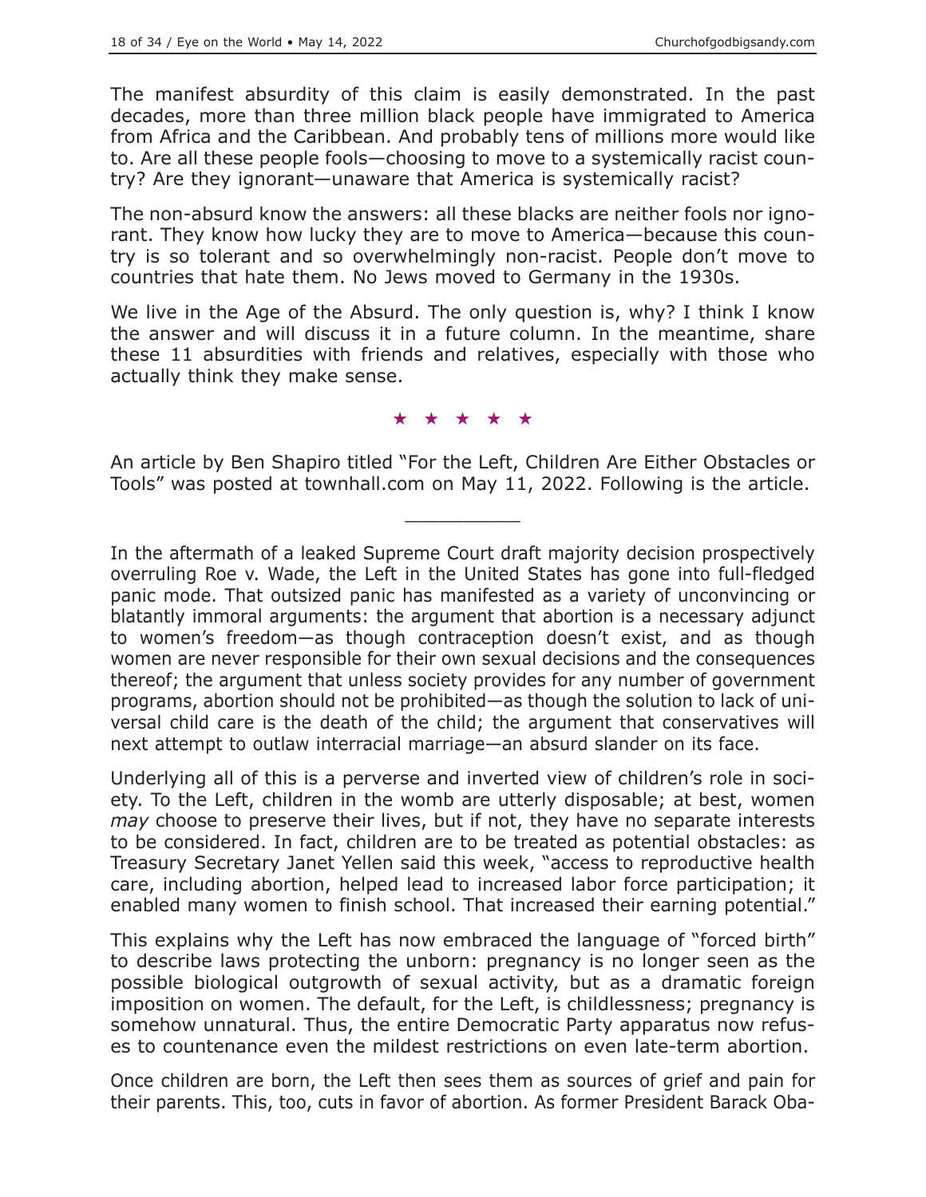The manifest absurdity of this claim is easily demonstrated. In the past decades, more than three million black people have immigrated to America from Africa and the Caribbean. And probably tens of millions more would like to. Are all these people fools—choosing to move to a systemically racist country? Are they ignorant—unaware that America is systemically racist?

The non-absurd know the answers: all these blacks are neither fools nor ignorant. They know how lucky they are to move to America—because this country is so tolerant and so overwhelmingly non-racist. People don't move to countries that hate them. No Jews moved to Germany in the 1930s.

We live in the Age of the Absurd. The only question is, why? I think I know the answer and will discuss it in a future column. In the meantime, share these 11 absurdities with friends and relatives, especially with those who actually think they make sense.

★ ★ ★ ★ ★

An article by Ben Shapiro titled "For the Left, Children Are Either Obstacles or Tools" was posted at townhall.com on May 11, 2022. Following is the article.

---

In the aftermath of a leaked Supreme Court draft majority decision prospectively overruling Roe v. Wade, the Left in the United States has gone into full-fledged panic mode. That outsized panic has manifested as a variety of unconvincing or blatantly immoral arguments: the argument that abortion is a necessary adjunct to women's freedom—as though contraception doesn't exist, and as though women are never responsible for their own sexual decisions and the consequences thereof; the argument that unless society provides for any number of government programs, abortion should not be prohibited—as though the solution to lack of universal child care is the death of the child; the argument that conservatives will next attempt to outlaw interracial marriage—an absurd slander on its face.

Underlying all of this is a perverse and inverted view of children's role in society. To the Left, children in the womb are utterly disposable; at best, women *may* choose to preserve their lives, but if not, they have no separate interests to be considered. In fact, children are to be treated as potential obstacles: as Treasury Secretary Janet Yellen said this week, "access to reproductive health care, including abortion, helped lead to increased labor force participation; it enabled many women to finish school. That increased their earning potential."

This explains why the Left has now embraced the language of "forced birth" to describe laws protecting the unborn: pregnancy is no longer seen as the possible biological outgrowth of sexual activity, but as a dramatic foreign imposition on women. The default, for the Left, is childlessness; pregnancy is somehow unnatural. Thus, the entire Democratic Party apparatus now refuses to countenance even the mildest restrictions on even late-term abortion.

Once children are born, the Left then sees them as sources of grief and pain for their parents. This, too, cuts in favor of abortion. As former President Barack Oba-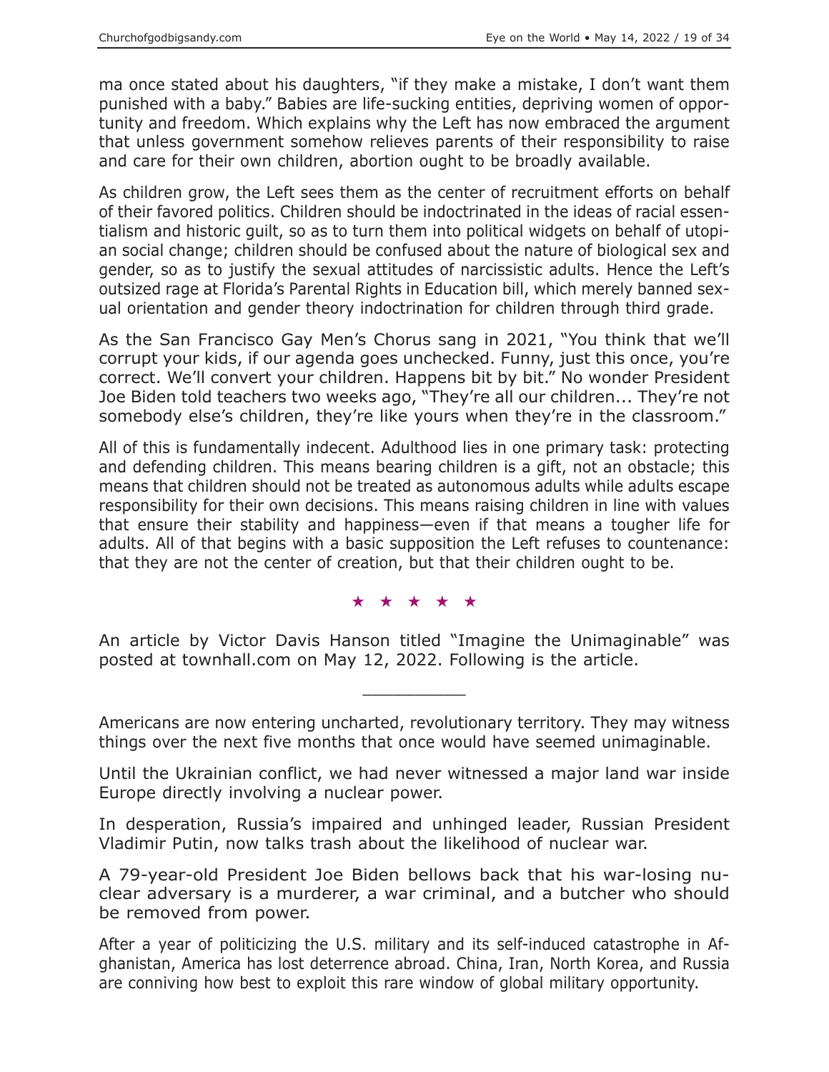ma once stated about his daughters, "if they make a mistake, I don't want them punished with a baby." Babies are life-sucking entities, depriving women of opportunity and freedom. Which explains why the Left has now embraced the argument that unless government somehow relieves parents of their responsibility to raise and care for their own children, abortion ought to be broadly available.

As children grow, the Left sees them as the center of recruitment efforts on behalf of their favored politics. Children should be indoctrinated in the ideas of racial essentialism and historic guilt, so as to turn them into political widgets on behalf of utopian social change; children should be confused about the nature of biological sex and gender, so as to justify the sexual attitudes of narcissistic adults. Hence the Left's outsized rage at Florida's Parental Rights in Education bill, which merely banned sexual orientation and gender theory indoctrination for children through third grade.

As the San Francisco Gay Men's Chorus sang in 2021, "You think that we'll corrupt your kids, if our agenda goes unchecked. Funny, just this once, you're correct. We'll convert your children. Happens bit by bit." No wonder President Joe Biden told teachers two weeks ago, "They're all our children... They're not somebody else's children, they're like yours when they're in the classroom."

All of this is fundamentally indecent. Adulthood lies in one primary task: protecting and defending children. This means bearing children is a gift, not an obstacle; this means that children should not be treated as autonomous adults while adults escape responsibility for their own decisions. This means raising children in line with values that ensure their stability and happiness—even if that means a tougher life for adults. All of that begins with a basic supposition the Left refuses to countenance: that they are not the center of creation, but that their children ought to be.

★ ★ ★ ★ ★

An article by Victor Davis Hanson titled "Imagine the Unimaginable" was posted at townhall.com on May 12, 2022. Following is the article.

---

Americans are now entering uncharted, revolutionary territory. They may witness things over the next five months that once would have seemed unimaginable.

Until the Ukrainian conflict, we had never witnessed a major land war inside Europe directly involving a nuclear power.

In desperation, Russia's impaired and unhinged leader, Russian President Vladimir Putin, now talks trash about the likelihood of nuclear war.

A 79-year-old President Joe Biden bellows back that his war-losing nuclear adversary is a murderer, a war criminal, and a butcher who should be removed from power.

After a year of politicizing the U.S. military and its self-induced catastrophe in Afghanistan, America has lost deterrence abroad. China, Iran, North Korea, and Russia are conniving how best to exploit this rare window of global military opportunity.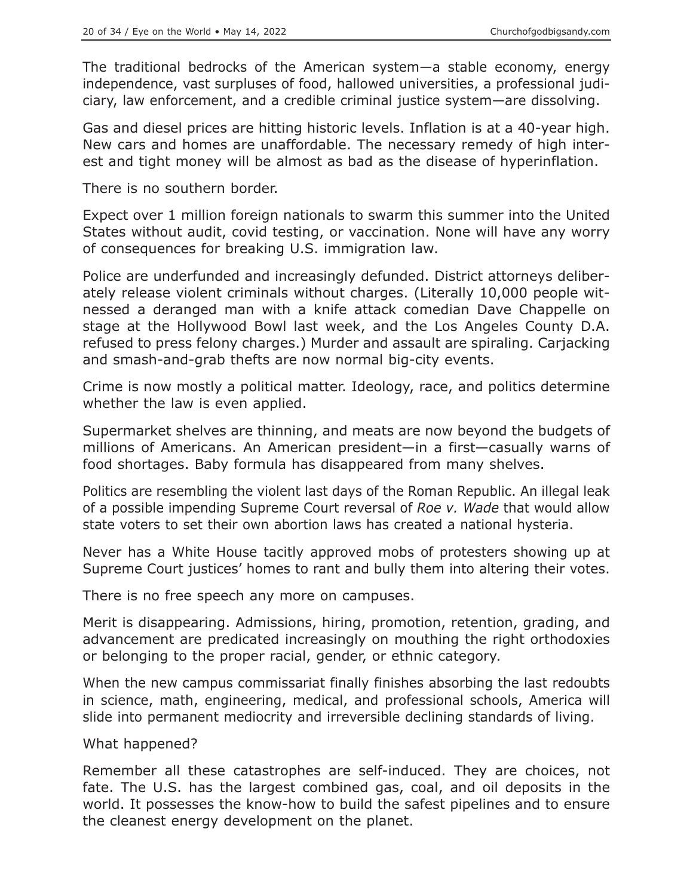The traditional bedrocks of the American system—a stable economy, energy independence, vast surpluses of food, hallowed universities, a professional judiciary, law enforcement, and a credible criminal justice system—are dissolving.

Gas and diesel prices are hitting historic levels. Inflation is at a 40-year high. New cars and homes are unaffordable. The necessary remedy of high interest and tight money will be almost as bad as the disease of hyperinflation.

There is no southern border.

Expect over 1 million foreign nationals to swarm this summer into the United States without audit, covid testing, or vaccination. None will have any worry of consequences for breaking U.S. immigration law.

Police are underfunded and increasingly defunded. District attorneys deliberately release violent criminals without charges. (Literally 10,000 people witnessed a deranged man with a knife attack comedian Dave Chappelle on stage at the Hollywood Bowl last week, and the Los Angeles County D.A. refused to press felony charges.) Murder and assault are spiraling. Carjacking and smash-and-grab thefts are now normal big-city events.

Crime is now mostly a political matter. Ideology, race, and politics determine whether the law is even applied.

Supermarket shelves are thinning, and meats are now beyond the budgets of millions of Americans. An American president—in a first—casually warns of food shortages. Baby formula has disappeared from many shelves.

Politics are resembling the violent last days of the Roman Republic. An illegal leak of a possible impending Supreme Court reversal of *Roe v. Wade* that would allow state voters to set their own abortion laws has created a national hysteria.

Never has a White House tacitly approved mobs of protesters showing up at Supreme Court justices' homes to rant and bully them into altering their votes.

There is no free speech any more on campuses.

Merit is disappearing. Admissions, hiring, promotion, retention, grading, and advancement are predicated increasingly on mouthing the right orthodoxies or belonging to the proper racial, gender, or ethnic category.

When the new campus commissariat finally finishes absorbing the last redoubts in science, math, engineering, medical, and professional schools, America will slide into permanent mediocrity and irreversible declining standards of living.

What happened?

Remember all these catastrophes are self-induced. They are choices, not fate. The U.S. has the largest combined gas, coal, and oil deposits in the world. It possesses the know-how to build the safest pipelines and to ensure the cleanest energy development on the planet.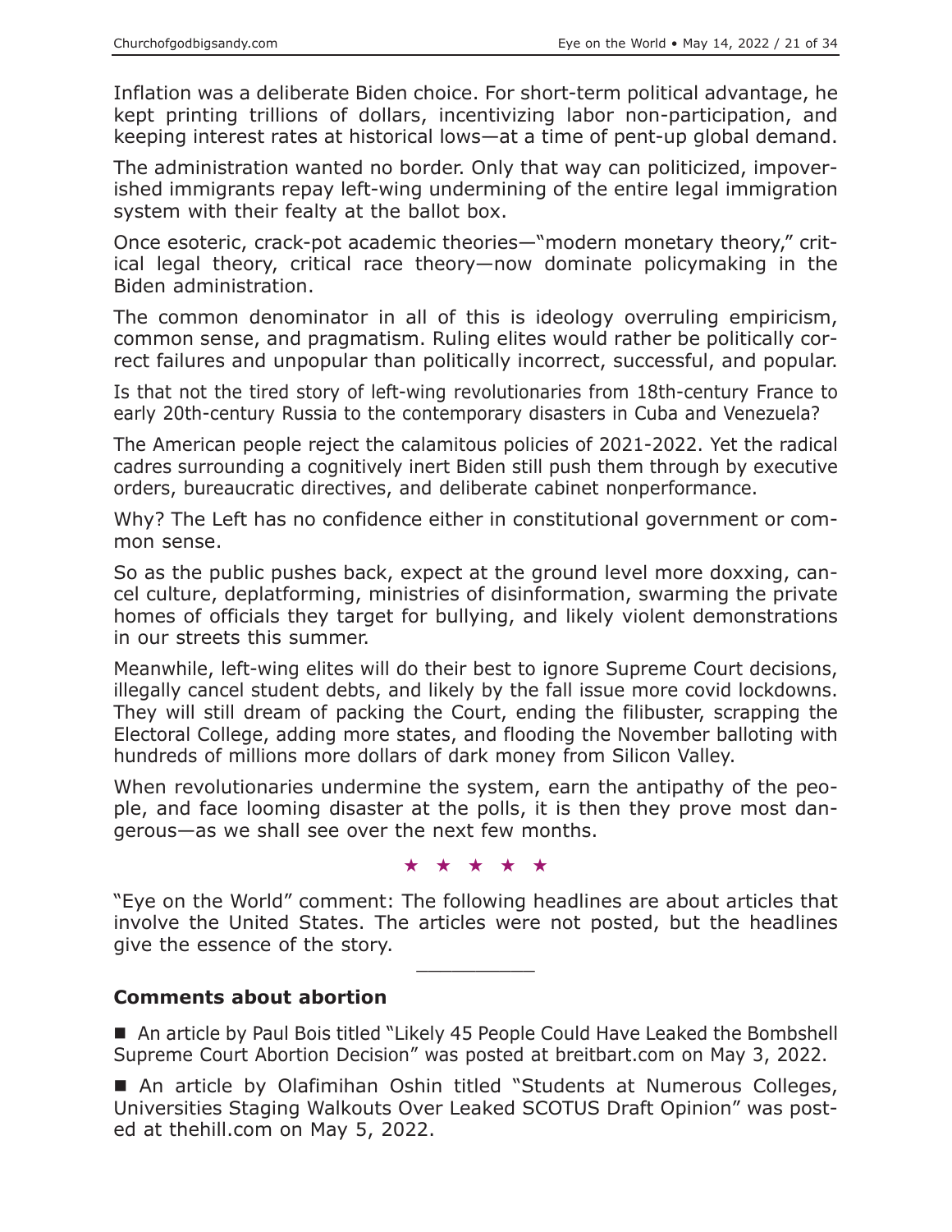Inflation was a deliberate Biden choice. For short-term political advantage, he kept printing trillions of dollars, incentivizing labor non-participation, and keeping interest rates at historical lows—at a time of pent-up global demand.

The administration wanted no border. Only that way can politicized, impoverished immigrants repay left-wing undermining of the entire legal immigration system with their fealty at the ballot box.

Once esoteric, crack-pot academic theories—"modern monetary theory," critical legal theory, critical race theory—now dominate policymaking in the Biden administration.

The common denominator in all of this is ideology overruling empiricism, common sense, and pragmatism. Ruling elites would rather be politically correct failures and unpopular than politically incorrect, successful, and popular.

Is that not the tired story of left-wing revolutionaries from 18th-century France to early 20th-century Russia to the contemporary disasters in Cuba and Venezuela?

The American people reject the calamitous policies of 2021-2022. Yet the radical cadres surrounding a cognitively inert Biden still push them through by executive orders, bureaucratic directives, and deliberate cabinet nonperformance.

Why? The Left has no confidence either in constitutional government or common sense.

So as the public pushes back, expect at the ground level more doxxing, cancel culture, deplatforming, ministries of disinformation, swarming the private homes of officials they target for bullying, and likely violent demonstrations in our streets this summer.

Meanwhile, left-wing elites will do their best to ignore Supreme Court decisions, illegally cancel student debts, and likely by the fall issue more covid lockdowns. They will still dream of packing the Court, ending the filibuster, scrapping the Electoral College, adding more states, and flooding the November balloting with hundreds of millions more dollars of dark money from Silicon Valley.

When revolutionaries undermine the system, earn the antipathy of the people, and face looming disaster at the polls, it is then they prove most dangerous—as we shall see over the next few months.

★ ★ ★ ★ ★

"Eye on the World" comment: The following headlines are about articles that involve the United States. The articles were not posted, but the headlines give the essence of the story.

---

**Comments about abortion**

- An article by Paul Bois titled "Likely 45 People Could Have Leaked the Bombshell Supreme Court Abortion Decision" was posted at breitbart.com on May 3, 2022.
- An article by Olafimihan Oshin titled "Students at Numerous Colleges, Universities Staging Walkouts Over Leaked SCOTUS Draft Opinion" was posted at thehill.com on May 5, 2022.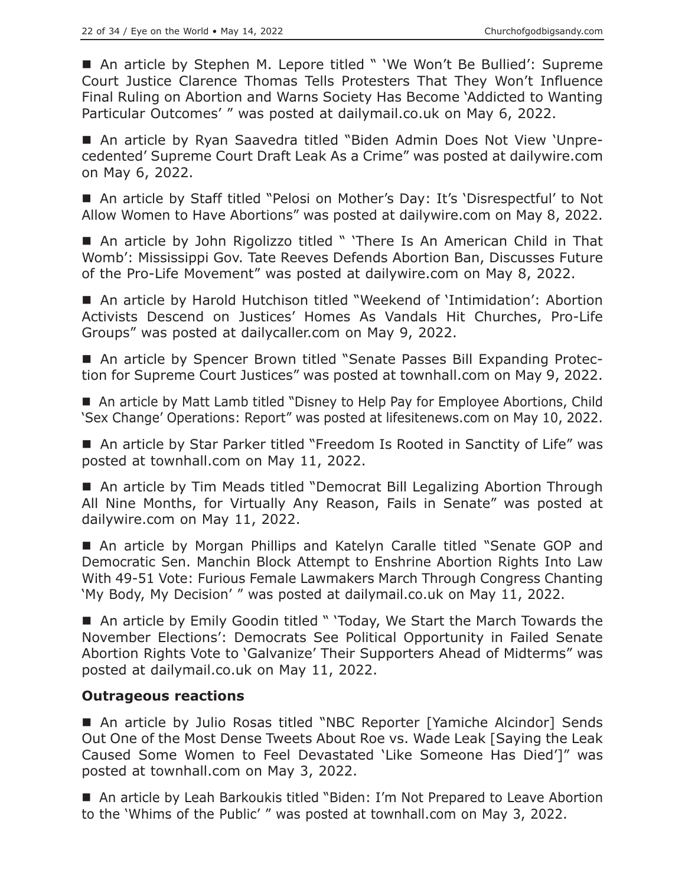■ An article by Stephen M. Lepore titled " 'We Won't Be Bullied': Supreme Court Justice Clarence Thomas Tells Protesters That They Won't Influence Final Ruling on Abortion and Warns Society Has Become 'Addicted to Wanting Particular Outcomes' " was posted at dailymail.co.uk on May 6, 2022.

■ An article by Ryan Saavedra titled "Biden Admin Does Not View 'Unprecedented' Supreme Court Draft Leak As a Crime" was posted at dailywire.com on May 6, 2022.

■ An article by Staff titled "Pelosi on Mother's Day: It's 'Disrespectful' to Not Allow Women to Have Abortions" was posted at dailywire.com on May 8, 2022.

■ An article by John Rigolizzo titled " 'There Is An American Child in That Womb': Mississippi Gov. Tate Reeves Defends Abortion Ban, Discusses Future of the Pro-Life Movement" was posted at dailywire.com on May 8, 2022.

■ An article by Harold Hutchison titled "Weekend of 'Intimidation': Abortion Activists Descend on Justices' Homes As Vandals Hit Churches, Pro-Life Groups" was posted at dailycaller.com on May 9, 2022.

■ An article by Spencer Brown titled "Senate Passes Bill Expanding Protection for Supreme Court Justices" was posted at townhall.com on May 9, 2022.

■ An article by Matt Lamb titled "Disney to Help Pay for Employee Abortions, Child 'Sex Change' Operations: Report" was posted at lifesitenews.com on May 10, 2022.

■ An article by Star Parker titled "Freedom Is Rooted in Sanctity of Life" was posted at townhall.com on May 11, 2022.

■ An article by Tim Meads titled "Democrat Bill Legalizing Abortion Through All Nine Months, for Virtually Any Reason, Fails in Senate" was posted at dailywire.com on May 11, 2022.

■ An article by Morgan Phillips and Katelyn Caralle titled "Senate GOP and Democratic Sen. Manchin Block Attempt to Enshrine Abortion Rights Into Law With 49-51 Vote: Furious Female Lawmakers March Through Congress Chanting 'My Body, My Decision' " was posted at dailymail.co.uk on May 11, 2022.

■ An article by Emily Goodin titled " 'Today, We Start the March Towards the November Elections': Democrats See Political Opportunity in Failed Senate Abortion Rights Vote to 'Galvanize' Their Supporters Ahead of Midterms" was posted at dailymail.co.uk on May 11, 2022.

### Outrageous reactions

■ An article by Julio Rosas titled "NBC Reporter [Yamiche Alcindor] Sends Out One of the Most Dense Tweets About Roe vs. Wade Leak [Saying the Leak Caused Some Women to Feel Devastated 'Like Someone Has Died']" was posted at townhall.com on May 3, 2022.

■ An article by Leah Barkoukis titled "Biden: I'm Not Prepared to Leave Abortion to the 'Whims of the Public' " was posted at townhall.com on May 3, 2022.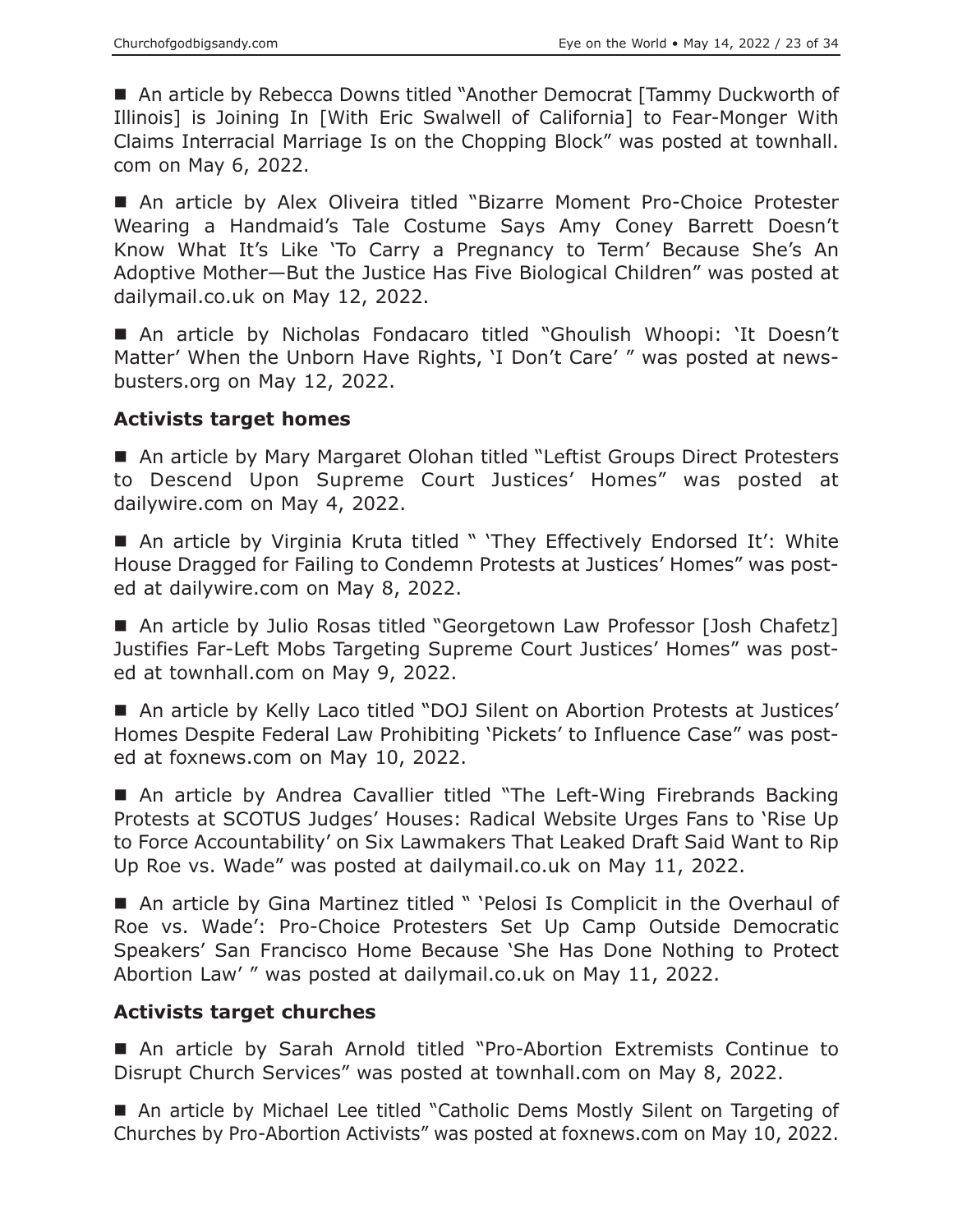■ An article by Rebecca Downs titled "Another Democrat [Tammy Duckworth of Illinois] is Joining In [With Eric Swalwell of California] to Fear-Monger With Claims Interracial Marriage Is on the Chopping Block" was posted at townhall.com on May 6, 2022.

■ An article by Alex Oliveira titled "Bizarre Moment Pro-Choice Protester Wearing a Handmaid's Tale Costume Says Amy Coney Barrett Doesn't Know What It's Like 'To Carry a Pregnancy to Term' Because She's An Adoptive Mother—But the Justice Has Five Biological Children" was posted at dailymail.co.uk on May 12, 2022.

■ An article by Nicholas Fondacaro titled "Ghoulish Whoopi: 'It Doesn't Matter' When the Unborn Have Rights, 'I Don't Care' " was posted at newsbusters.org on May 12, 2022.

### Activists target homes

■ An article by Mary Margaret Olohan titled "Leftist Groups Direct Protesters to Descend Upon Supreme Court Justices' Homes" was posted at dailywire.com on May 4, 2022.

■ An article by Virginia Kruta titled " 'They Effectively Endorsed It': White House Dragged for Failing to Condemn Protests at Justices' Homes" was posted at dailywire.com on May 8, 2022.

■ An article by Julio Rosas titled "Georgetown Law Professor [Josh Chafetz] Justifies Far-Left Mobs Targeting Supreme Court Justices' Homes" was posted at townhall.com on May 9, 2022.

■ An article by Kelly Laco titled "DOJ Silent on Abortion Protests at Justices' Homes Despite Federal Law Prohibiting 'Pickets' to Influence Case" was posted at foxnews.com on May 10, 2022.

■ An article by Andrea Cavallier titled "The Left-Wing Firebrands Backing Protests at SCOTUS Judges' Houses: Radical Website Urges Fans to 'Rise Up to Force Accountability' on Six Lawmakers That Leaked Draft Said Want to Rip Up Roe vs. Wade" was posted at dailymail.co.uk on May 11, 2022.

■ An article by Gina Martinez titled " 'Pelosi Is Complicit in the Overhaul of Roe vs. Wade': Pro-Choice Protesters Set Up Camp Outside Democratic Speakers' San Francisco Home Because 'She Has Done Nothing to Protect Abortion Law' " was posted at dailymail.co.uk on May 11, 2022.

### Activists target churches

■ An article by Sarah Arnold titled "Pro-Abortion Extremists Continue to Disrupt Church Services" was posted at townhall.com on May 8, 2022.

■ An article by Michael Lee titled "Catholic Dems Mostly Silent on Targeting of Churches by Pro-Abortion Activists" was posted at foxnews.com on May 10, 2022.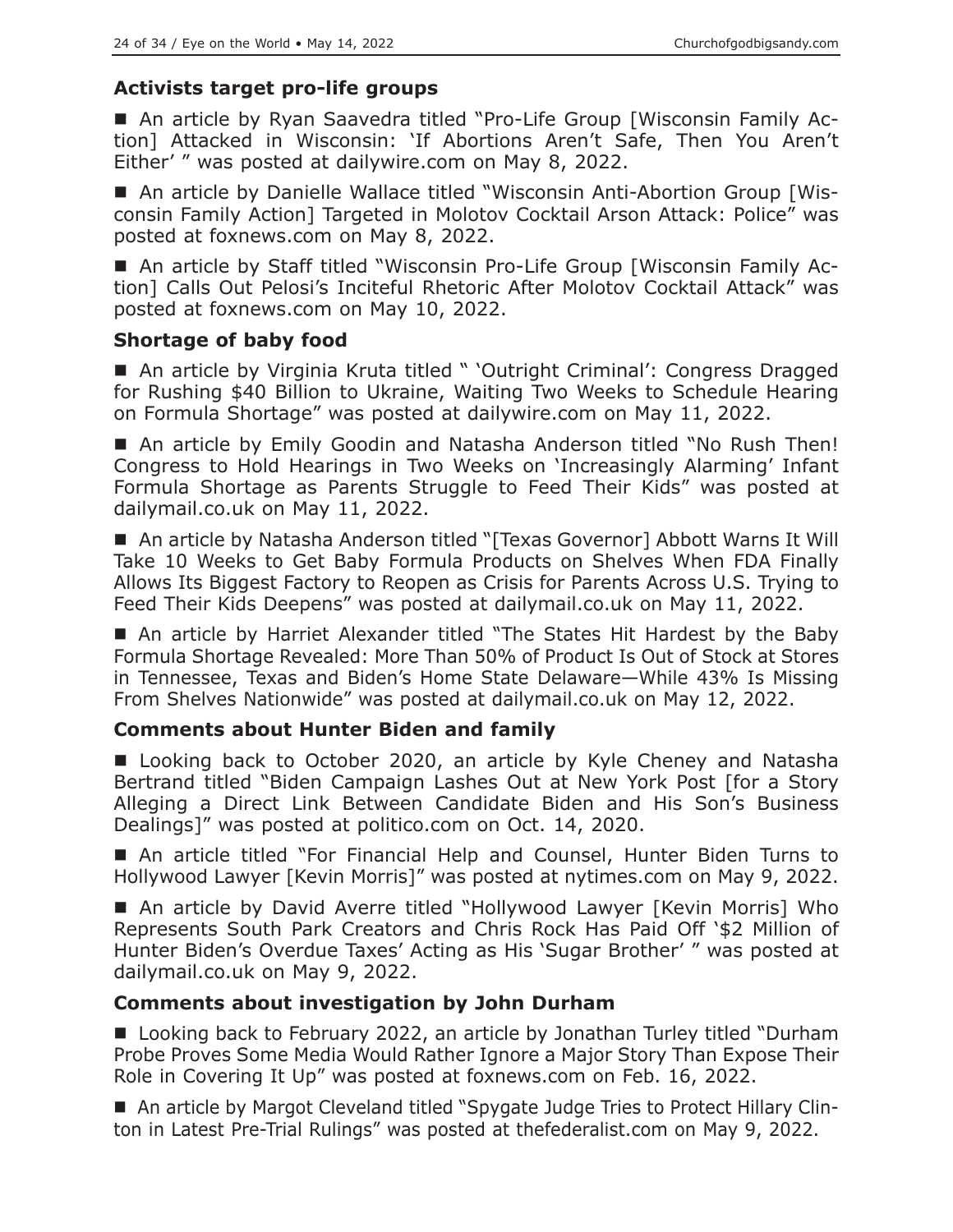### Activists target pro-life groups

■ An article by Ryan Saavedra titled "Pro-Life Group [Wisconsin Family Action] Attacked in Wisconsin: 'If Abortions Aren't Safe, Then You Aren't Either' " was posted at dailywire.com on May 8, 2022.

■ An article by Danielle Wallace titled "Wisconsin Anti-Abortion Group [Wisconsin Family Action] Targeted in Molotov Cocktail Arson Attack: Police" was posted at foxnews.com on May 8, 2022.

■ An article by Staff titled "Wisconsin Pro-Life Group [Wisconsin Family Action] Calls Out Pelosi's Inciteful Rhetoric After Molotov Cocktail Attack" was posted at foxnews.com on May 10, 2022.

### Shortage of baby food

■ An article by Virginia Kruta titled " 'Outright Criminal': Congress Dragged for Rushing $40 Billion to Ukraine, Waiting Two Weeks to Schedule Hearing on Formula Shortage" was posted at dailywire.com on May 11, 2022.

■ An article by Emily Goodin and Natasha Anderson titled "No Rush Then! Congress to Hold Hearings in Two Weeks on 'Increasingly Alarming' Infant Formula Shortage as Parents Struggle to Feed Their Kids" was posted at dailymail.co.uk on May 11, 2022.

■ An article by Natasha Anderson titled "[Texas Governor] Abbott Warns It Will Take 10 Weeks to Get Baby Formula Products on Shelves When FDA Finally Allows Its Biggest Factory to Reopen as Crisis for Parents Across U.S. Trying to Feed Their Kids Deepens" was posted at dailymail.co.uk on May 11, 2022.

■ An article by Harriet Alexander titled "The States Hit Hardest by the Baby Formula Shortage Revealed: More Than 50% of Product Is Out of Stock at Stores in Tennessee, Texas and Biden's Home State Delaware—While 43% Is Missing From Shelves Nationwide" was posted at dailymail.co.uk on May 12, 2022.

### Comments about Hunter Biden and family

■ Looking back to October 2020, an article by Kyle Cheney and Natasha Bertrand titled "Biden Campaign Lashes Out at New York Post [for a Story Alleging a Direct Link Between Candidate Biden and His Son's Business Dealings]" was posted at politico.com on Oct. 14, 2020.

■ An article titled "For Financial Help and Counsel, Hunter Biden Turns to Hollywood Lawyer [Kevin Morris]" was posted at nytimes.com on May 9, 2022.

■ An article by David Averre titled "Hollywood Lawyer [Kevin Morris] Who Represents South Park Creators and Chris Rock Has Paid Off '$2 Million of Hunter Biden's Overdue Taxes' Acting as His 'Sugar Brother' " was posted at dailymail.co.uk on May 9, 2022.

### Comments about investigation by John Durham

■ Looking back to February 2022, an article by Jonathan Turley titled "Durham Probe Proves Some Media Would Rather Ignore a Major Story Than Expose Their Role in Covering It Up" was posted at foxnews.com on Feb. 16, 2022.

■ An article by Margot Cleveland titled "Spygate Judge Tries to Protect Hillary Clinton in Latest Pre-Trial Rulings" was posted at thefederalist.com on May 9, 2022.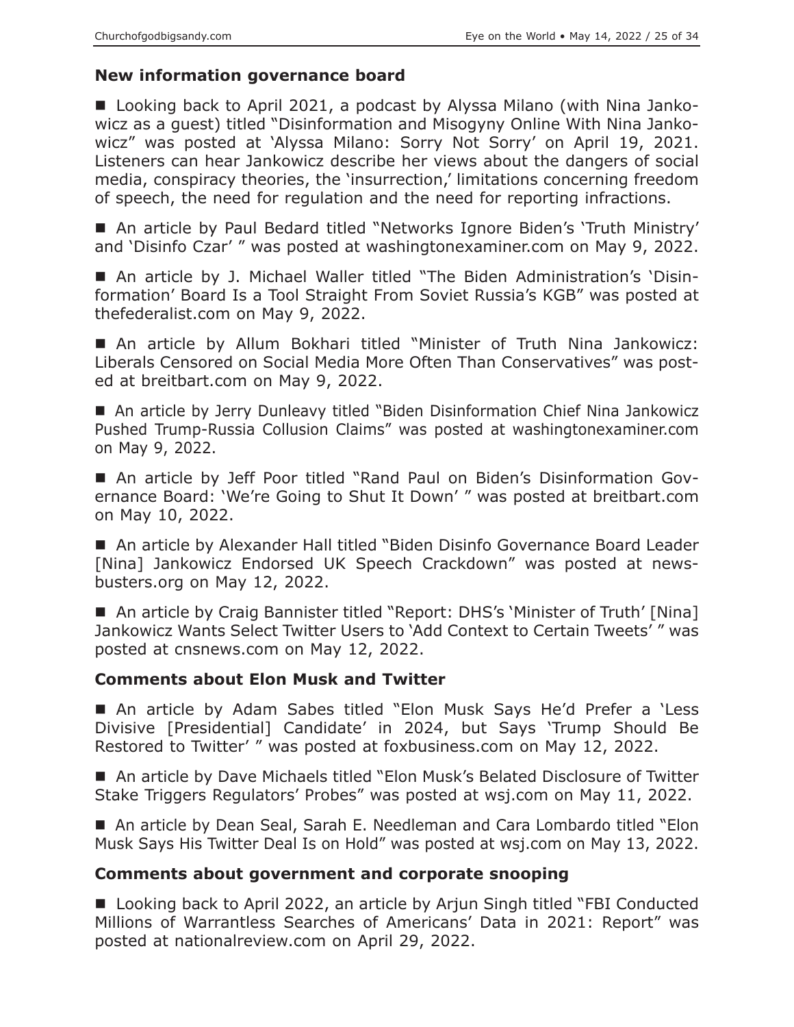### New information governance board

■ Looking back to April 2021, a podcast by Alyssa Milano (with Nina Jankowicz as a guest) titled "Disinformation and Misogyny Online With Nina Jankowicz" was posted at 'Alyssa Milano: Sorry Not Sorry' on April 19, 2021. Listeners can hear Jankowicz describe her views about the dangers of social media, conspiracy theories, the 'insurrection,' limitations concerning freedom of speech, the need for regulation and the need for reporting infractions.

■ An article by Paul Bedard titled "Networks Ignore Biden's 'Truth Ministry' and 'Disinfo Czar' " was posted at washingtonexaminer.com on May 9, 2022.

■ An article by J. Michael Waller titled "The Biden Administration's 'Disinformation' Board Is a Tool Straight From Soviet Russia's KGB" was posted at thefederalist.com on May 9, 2022.

■ An article by Allum Bokhari titled "Minister of Truth Nina Jankowicz: Liberals Censored on Social Media More Often Than Conservatives" was posted at breitbart.com on May 9, 2022.

■ An article by Jerry Dunleavy titled "Biden Disinformation Chief Nina Jankowicz Pushed Trump-Russia Collusion Claims" was posted at washingtonexaminer.com on May 9, 2022.

■ An article by Jeff Poor titled "Rand Paul on Biden's Disinformation Governance Board: 'We're Going to Shut It Down' " was posted at breitbart.com on May 10, 2022.

■ An article by Alexander Hall titled "Biden Disinfo Governance Board Leader [Nina] Jankowicz Endorsed UK Speech Crackdown" was posted at newsbusters.org on May 12, 2022.

■ An article by Craig Bannister titled "Report: DHS's 'Minister of Truth' [Nina] Jankowicz Wants Select Twitter Users to 'Add Context to Certain Tweets' " was posted at cnsnews.com on May 12, 2022.

### Comments about Elon Musk and Twitter

■ An article by Adam Sabes titled "Elon Musk Says He'd Prefer a 'Less Divisive [Presidential] Candidate' in 2024, but Says 'Trump Should Be Restored to Twitter' " was posted at foxbusiness.com on May 12, 2022.

■ An article by Dave Michaels titled "Elon Musk's Belated Disclosure of Twitter Stake Triggers Regulators' Probes" was posted at wsj.com on May 11, 2022.

■ An article by Dean Seal, Sarah E. Needleman and Cara Lombardo titled "Elon Musk Says His Twitter Deal Is on Hold" was posted at wsj.com on May 13, 2022.

### Comments about government and corporate snooping

■ Looking back to April 2022, an article by Arjun Singh titled "FBI Conducted Millions of Warrantless Searches of Americans' Data in 2021: Report" was posted at nationalreview.com on April 29, 2022.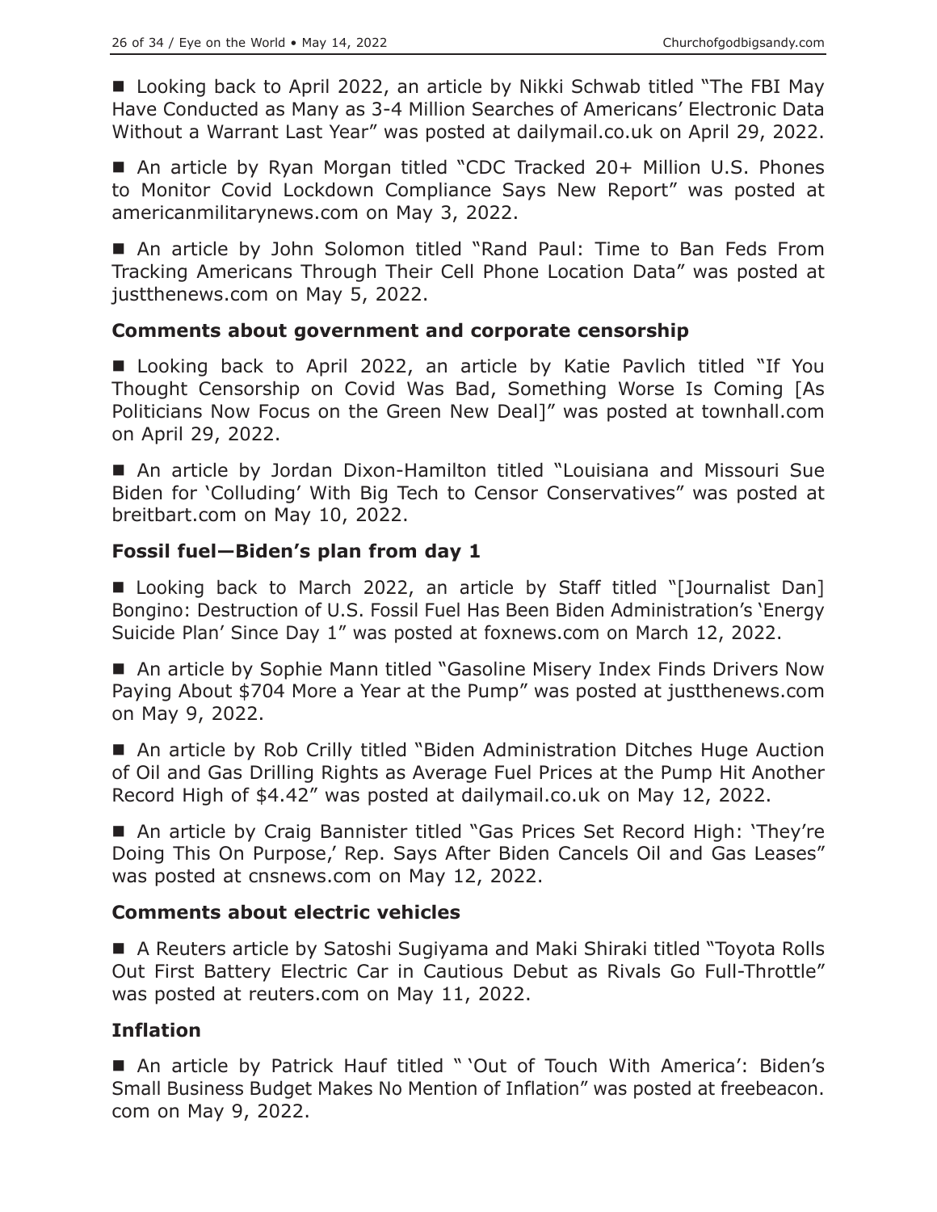■ Looking back to April 2022, an article by Nikki Schwab titled "The FBI May Have Conducted as Many as 3-4 Million Searches of Americans' Electronic Data Without a Warrant Last Year" was posted at dailymail.co.uk on April 29, 2022.

■ An article by Ryan Morgan titled "CDC Tracked 20+ Million U.S. Phones to Monitor Covid Lockdown Compliance Says New Report" was posted at americanmilitarynews.com on May 3, 2022.

■ An article by John Solomon titled "Rand Paul: Time to Ban Feds From Tracking Americans Through Their Cell Phone Location Data" was posted at justthenews.com on May 5, 2022.

### Comments about government and corporate censorship

■ Looking back to April 2022, an article by Katie Pavlich titled "If You Thought Censorship on Covid Was Bad, Something Worse Is Coming [As Politicians Now Focus on the Green New Deal]" was posted at townhall.com on April 29, 2022.

■ An article by Jordan Dixon-Hamilton titled "Louisiana and Missouri Sue Biden for 'Colluding' With Big Tech to Censor Conservatives" was posted at breitbart.com on May 10, 2022.

### Fossil fuel—Biden's plan from day 1

■ Looking back to March 2022, an article by Staff titled "[Journalist Dan] Bongino: Destruction of U.S. Fossil Fuel Has Been Biden Administration's 'Energy Suicide Plan' Since Day 1" was posted at foxnews.com on March 12, 2022.

■ An article by Sophie Mann titled "Gasoline Misery Index Finds Drivers Now Paying About $704 More a Year at the Pump" was posted at justthenews.com on May 9, 2022.

■ An article by Rob Crilly titled "Biden Administration Ditches Huge Auction of Oil and Gas Drilling Rights as Average Fuel Prices at the Pump Hit Another Record High of $4.42" was posted at dailymail.co.uk on May 12, 2022.

■ An article by Craig Bannister titled "Gas Prices Set Record High: 'They're Doing This On Purpose,' Rep. Says After Biden Cancels Oil and Gas Leases" was posted at cnsnews.com on May 12, 2022.

### Comments about electric vehicles

■ A Reuters article by Satoshi Sugiyama and Maki Shiraki titled "Toyota Rolls Out First Battery Electric Car in Cautious Debut as Rivals Go Full-Throttle" was posted at reuters.com on May 11, 2022.

### Inflation

■ An article by Patrick Hauf titled " 'Out of Touch With America': Biden's Small Business Budget Makes No Mention of Inflation" was posted at freebeacon.com on May 9, 2022.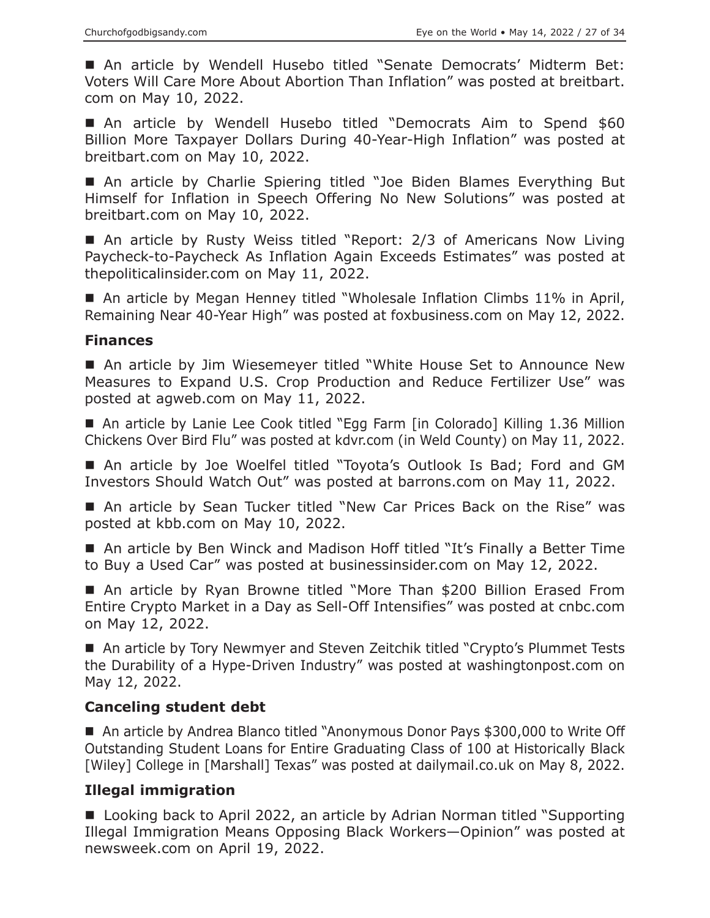■ An article by Wendell Husebo titled "Senate Democrats' Midterm Bet: Voters Will Care More About Abortion Than Inflation" was posted at breitbart.com on May 10, 2022.

■ An article by Wendell Husebo titled "Democrats Aim to Spend $60 Billion More Taxpayer Dollars During 40-Year-High Inflation" was posted at breitbart.com on May 10, 2022.

■ An article by Charlie Spiering titled "Joe Biden Blames Everything But Himself for Inflation in Speech Offering No New Solutions" was posted at breitbart.com on May 10, 2022.

■ An article by Rusty Weiss titled "Report: 2/3 of Americans Now Living Paycheck-to-Paycheck As Inflation Again Exceeds Estimates" was posted at thepoliticalinsider.com on May 11, 2022.

■ An article by Megan Henney titled "Wholesale Inflation Climbs 11% in April, Remaining Near 40-Year High" was posted at foxbusiness.com on May 12, 2022.

### Finances

■ An article by Jim Wiesemeyer titled "White House Set to Announce New Measures to Expand U.S. Crop Production and Reduce Fertilizer Use" was posted at agweb.com on May 11, 2022.

■ An article by Lanie Lee Cook titled "Egg Farm [in Colorado] Killing 1.36 Million Chickens Over Bird Flu" was posted at kdvr.com (in Weld County) on May 11, 2022.

■ An article by Joe Woelfel titled "Toyota's Outlook Is Bad; Ford and GM Investors Should Watch Out" was posted at barrons.com on May 11, 2022.

■ An article by Sean Tucker titled "New Car Prices Back on the Rise" was posted at kbb.com on May 10, 2022.

■ An article by Ben Winck and Madison Hoff titled "It's Finally a Better Time to Buy a Used Car" was posted at businessinsider.com on May 12, 2022.

■ An article by Ryan Browne titled "More Than $200 Billion Erased From Entire Crypto Market in a Day as Sell-Off Intensifies" was posted at cnbc.com on May 12, 2022.

■ An article by Tory Newmyer and Steven Zeitchik titled "Crypto's Plummet Tests the Durability of a Hype-Driven Industry" was posted at washingtonpost.com on May 12, 2022.

### Canceling student debt

■ An article by Andrea Blanco titled "Anonymous Donor Pays $300,000 to Write Off Outstanding Student Loans for Entire Graduating Class of 100 at Historically Black [Wiley] College in [Marshall] Texas" was posted at dailymail.co.uk on May 8, 2022.

### Illegal immigration

■ Looking back to April 2022, an article by Adrian Norman titled "Supporting Illegal Immigration Means Opposing Black Workers—Opinion" was posted at newsweek.com on April 19, 2022.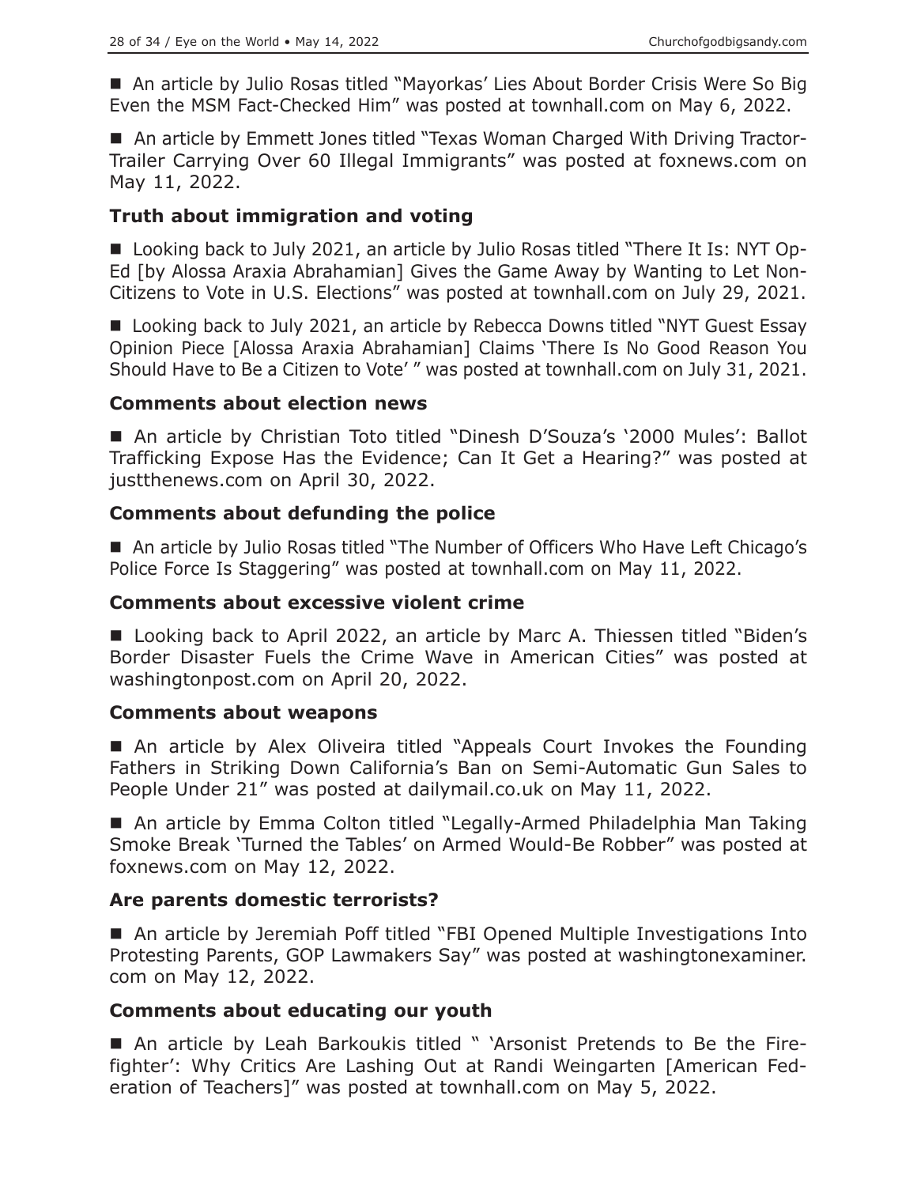- An article by Julio Rosas titled "Mayorkas' Lies About Border Crisis Were So Big Even the MSM Fact-Checked Him" was posted at townhall.com on May 6, 2022.

- An article by Emmett Jones titled "Texas Woman Charged With Driving Tractor-Trailer Carrying Over 60 Illegal Immigrants" was posted at foxnews.com on May 11, 2022.

### Truth about immigration and voting

- Looking back to July 2021, an article by Julio Rosas titled "There It Is: NYT Op-Ed [by Alossa Araxia Abrahamian] Gives the Game Away by Wanting to Let Non-Citizens to Vote in U.S. Elections" was posted at townhall.com on July 29, 2021.

- Looking back to July 2021, an article by Rebecca Downs titled "NYT Guest Essay Opinion Piece [Alossa Araxia Abrahamian] Claims 'There Is No Good Reason You Should Have to Be a Citizen to Vote' " was posted at townhall.com on July 31, 2021.

### Comments about election news

- An article by Christian Toto titled "Dinesh D'Souza's '2000 Mules': Ballot Trafficking Expose Has the Evidence; Can It Get a Hearing?" was posted at justthenews.com on April 30, 2022.

### Comments about defunding the police

- An article by Julio Rosas titled "The Number of Officers Who Have Left Chicago's Police Force Is Staggering" was posted at townhall.com on May 11, 2022.

### Comments about excessive violent crime

- Looking back to April 2022, an article by Marc A. Thiessen titled "Biden's Border Disaster Fuels the Crime Wave in American Cities" was posted at washingtonpost.com on April 20, 2022.

### Comments about weapons

- An article by Alex Oliveira titled "Appeals Court Invokes the Founding Fathers in Striking Down California's Ban on Semi-Automatic Gun Sales to People Under 21" was posted at dailymail.co.uk on May 11, 2022.

- An article by Emma Colton titled "Legally-Armed Philadelphia Man Taking Smoke Break 'Turned the Tables' on Armed Would-Be Robber" was posted at foxnews.com on May 12, 2022.

### Are parents domestic terrorists?

- An article by Jeremiah Poff titled "FBI Opened Multiple Investigations Into Protesting Parents, GOP Lawmakers Say" was posted at washingtonexaminer.com on May 12, 2022.

### Comments about educating our youth

- An article by Leah Barkoukis titled " 'Arsonist Pretends to Be the Firefighter': Why Critics Are Lashing Out at Randi Weingarten [American Federation of Teachers]" was posted at townhall.com on May 5, 2022.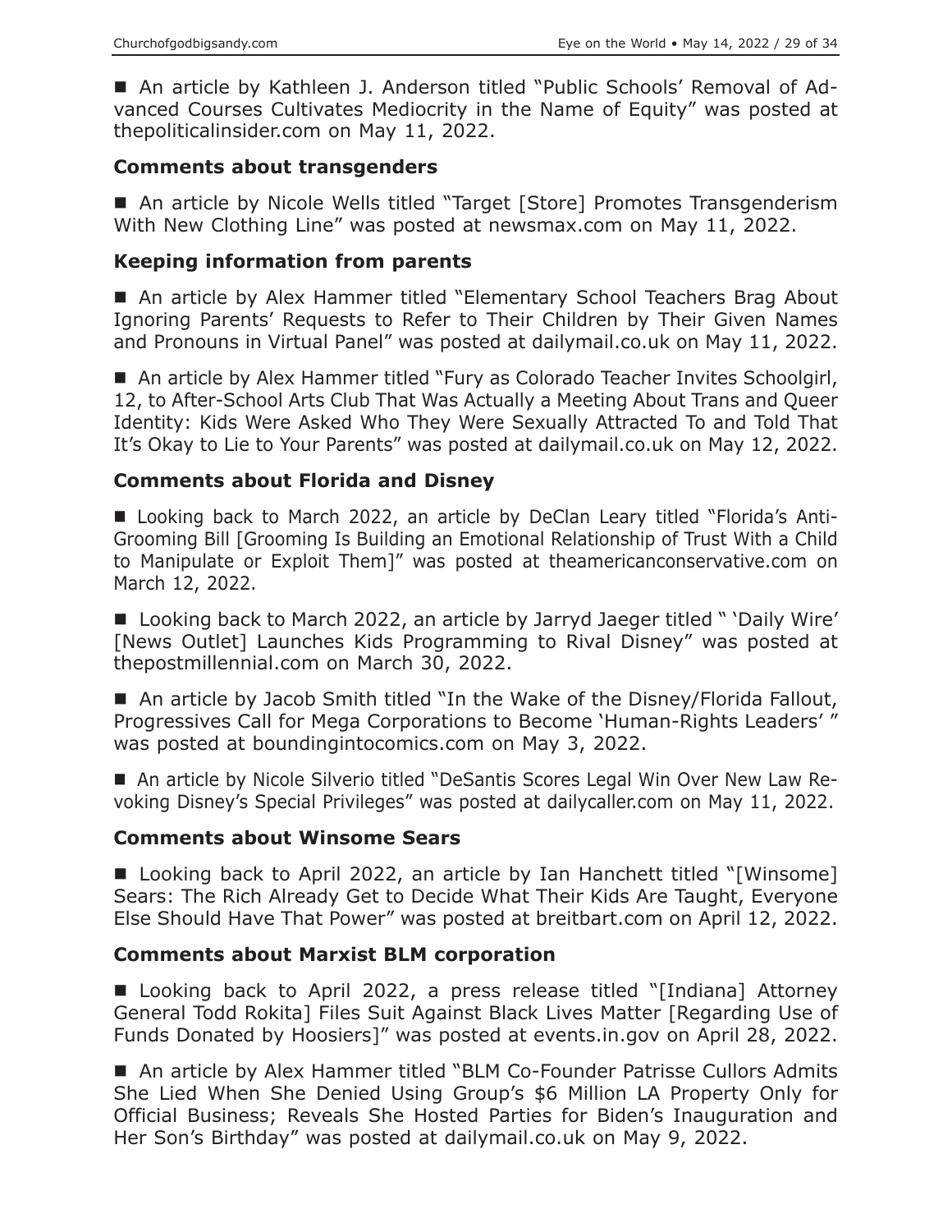■ An article by Kathleen J. Anderson titled "Public Schools' Removal of Advanced Courses Cultivates Mediocrity in the Name of Equity" was posted at thepoliticalinsider.com on May 11, 2022.

### Comments about transgenders

■ An article by Nicole Wells titled "Target [Store] Promotes Transgenderism With New Clothing Line" was posted at newsmax.com on May 11, 2022.

### Keeping information from parents

■ An article by Alex Hammer titled "Elementary School Teachers Brag About Ignoring Parents' Requests to Refer to Their Children by Their Given Names and Pronouns in Virtual Panel" was posted at dailymail.co.uk on May 11, 2022.

■ An article by Alex Hammer titled "Fury as Colorado Teacher Invites Schoolgirl, 12, to After-School Arts Club That Was Actually a Meeting About Trans and Queer Identity: Kids Were Asked Who They Were Sexually Attracted To and Told That It's Okay to Lie to Your Parents" was posted at dailymail.co.uk on May 12, 2022.

### Comments about Florida and Disney

■ Looking back to March 2022, an article by DeClan Leary titled "Florida's Anti-Grooming Bill [Grooming Is Building an Emotional Relationship of Trust With a Child to Manipulate or Exploit Them]" was posted at theamericanconservative.com on March 12, 2022.

■ Looking back to March 2022, an article by Jarryd Jaeger titled " 'Daily Wire' [News Outlet] Launches Kids Programming to Rival Disney" was posted at thepostmillennial.com on March 30, 2022.

■ An article by Jacob Smith titled "In the Wake of the Disney/Florida Fallout, Progressives Call for Mega Corporations to Become 'Human-Rights Leaders' " was posted at boundingintocomics.com on May 3, 2022.

■ An article by Nicole Silverio titled "DeSantis Scores Legal Win Over New Law Revoking Disney's Special Privileges" was posted at dailycaller.com on May 11, 2022.

### Comments about Winsome Sears

■ Looking back to April 2022, an article by Ian Hanchett titled "[Winsome] Sears: The Rich Already Get to Decide What Their Kids Are Taught, Everyone Else Should Have That Power" was posted at breitbart.com on April 12, 2022.

### Comments about Marxist BLM corporation

■ Looking back to April 2022, a press release titled "[Indiana] Attorney General Todd Rokita] Files Suit Against Black Lives Matter [Regarding Use of Funds Donated by Hoosiers]" was posted at events.in.gov on April 28, 2022.

■ An article by Alex Hammer titled "BLM Co-Founder Patrisse Cullors Admits She Lied When She Denied Using Group's $6 Million LA Property Only for Official Business; Reveals She Hosted Parties for Biden's Inauguration and Her Son's Birthday" was posted at dailymail.co.uk on May 9, 2022.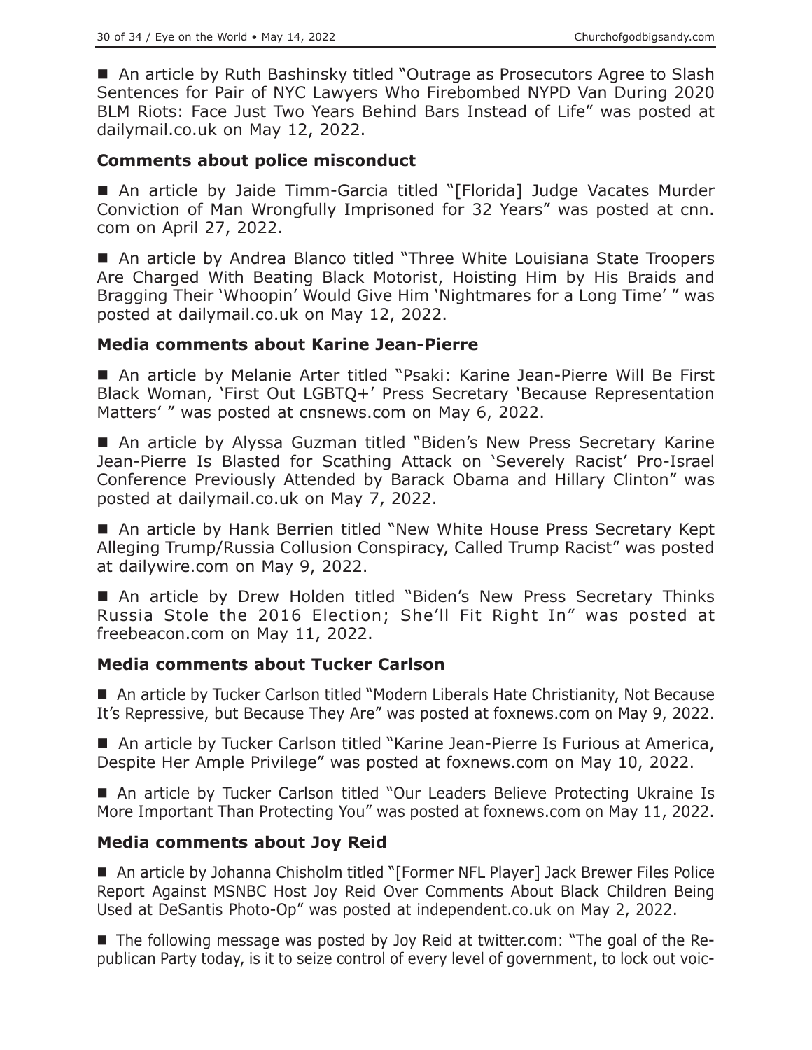■ An article by Ruth Bashinsky titled "Outrage as Prosecutors Agree to Slash Sentences for Pair of NYC Lawyers Who Firebombed NYPD Van During 2020 BLM Riots: Face Just Two Years Behind Bars Instead of Life" was posted at dailymail.co.uk on May 12, 2022.

### Comments about police misconduct

■ An article by Jaide Timm-Garcia titled "[Florida] Judge Vacates Murder Conviction of Man Wrongfully Imprisoned for 32 Years" was posted at cnn.com on April 27, 2022.

■ An article by Andrea Blanco titled "Three White Louisiana State Troopers Are Charged With Beating Black Motorist, Hoisting Him by His Braids and Bragging Their 'Whoopin' Would Give Him 'Nightmares for a Long Time' " was posted at dailymail.co.uk on May 12, 2022.

### Media comments about Karine Jean-Pierre

■ An article by Melanie Arter titled "Psaki: Karine Jean-Pierre Will Be First Black Woman, 'First Out LGBTQ+' Press Secretary 'Because Representation Matters' " was posted at cnsnews.com on May 6, 2022.

■ An article by Alyssa Guzman titled "Biden's New Press Secretary Karine Jean-Pierre Is Blasted for Scathing Attack on 'Severely Racist' Pro-Israel Conference Previously Attended by Barack Obama and Hillary Clinton" was posted at dailymail.co.uk on May 7, 2022.

■ An article by Hank Berrien titled "New White House Press Secretary Kept Alleging Trump/Russia Collusion Conspiracy, Called Trump Racist" was posted at dailywire.com on May 9, 2022.

■ An article by Drew Holden titled "Biden's New Press Secretary Thinks Russia Stole the 2016 Election; She'll Fit Right In" was posted at freebeacon.com on May 11, 2022.

### Media comments about Tucker Carlson

■ An article by Tucker Carlson titled "Modern Liberals Hate Christianity, Not Because It's Repressive, but Because They Are" was posted at foxnews.com on May 9, 2022.

■ An article by Tucker Carlson titled "Karine Jean-Pierre Is Furious at America, Despite Her Ample Privilege" was posted at foxnews.com on May 10, 2022.

■ An article by Tucker Carlson titled "Our Leaders Believe Protecting Ukraine Is More Important Than Protecting You" was posted at foxnews.com on May 11, 2022.

### Media comments about Joy Reid

■ An article by Johanna Chisholm titled "[Former NFL Player] Jack Brewer Files Police Report Against MSNBC Host Joy Reid Over Comments About Black Children Being Used at DeSantis Photo-Op" was posted at independent.co.uk on May 2, 2022.

■ The following message was posted by Joy Reid at twitter.com: "The goal of the Republican Party today, is it to seize control of every level of government, to lock out voic-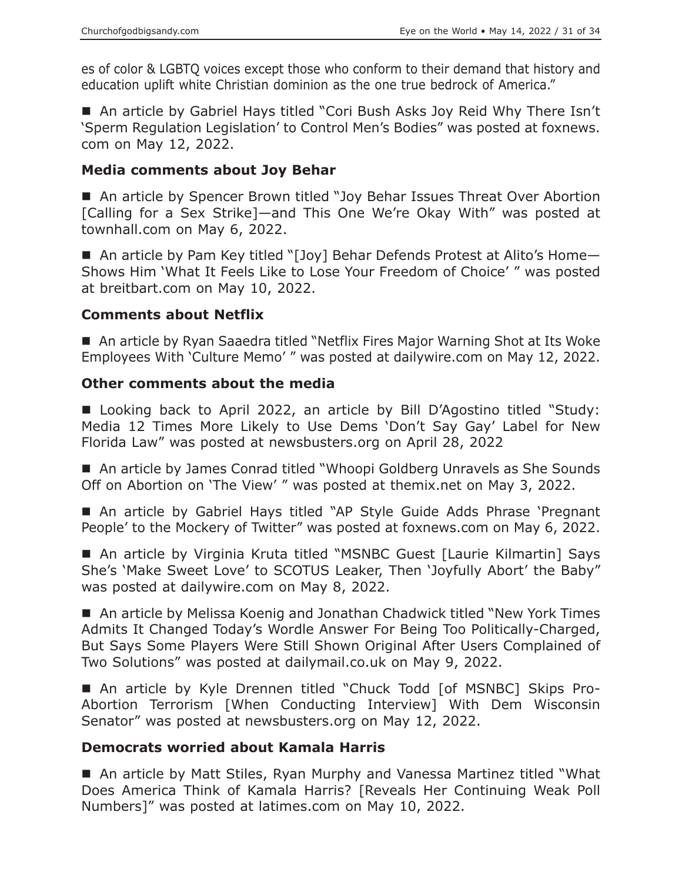es of color & LGBTQ voices except those who conform to their demand that history and education uplift white Christian dominion as the one true bedrock of America."

- An article by Gabriel Hays titled "Cori Bush Asks Joy Reid Why There Isn't 'Sperm Regulation Legislation' to Control Men's Bodies" was posted at foxnews.com on May 12, 2022.

### Media comments about Joy Behar

- An article by Spencer Brown titled "Joy Behar Issues Threat Over Abortion [Calling for a Sex Strike]—and This One We're Okay With" was posted at townhall.com on May 6, 2022.

- An article by Pam Key titled "[Joy] Behar Defends Protest at Alito's Home—Shows Him 'What It Feels Like to Lose Your Freedom of Choice' " was posted at breitbart.com on May 10, 2022.

### Comments about Netflix

- An article by Ryan Saaedra titled "Netflix Fires Major Warning Shot at Its Woke Employees With 'Culture Memo' " was posted at dailywire.com on May 12, 2022.

### Other comments about the media

- Looking back to April 2022, an article by Bill D'Agostino titled "Study: Media 12 Times More Likely to Use Dems 'Don't Say Gay' Label for New Florida Law" was posted at newsbusters.org on April 28, 2022

- An article by James Conrad titled "Whoopi Goldberg Unravels as She Sounds Off on Abortion on 'The View' " was posted at themix.net on May 3, 2022.

- An article by Gabriel Hays titled "AP Style Guide Adds Phrase 'Pregnant People' to the Mockery of Twitter" was posted at foxnews.com on May 6, 2022.

- An article by Virginia Kruta titled "MSNBC Guest [Laurie Kilmartin] Says She's 'Make Sweet Love' to SCOTUS Leaker, Then 'Joyfully Abort' the Baby" was posted at dailywire.com on May 8, 2022.

- An article by Melissa Koenig and Jonathan Chadwick titled "New York Times Admits It Changed Today's Wordle Answer For Being Too Politically-Charged, But Says Some Players Were Still Shown Original After Users Complained of Two Solutions" was posted at dailymail.co.uk on May 9, 2022.

- An article by Kyle Drennen titled "Chuck Todd [of MSNBC] Skips Pro-Abortion Terrorism [When Conducting Interview] With Dem Wisconsin Senator" was posted at newsbusters.org on May 12, 2022.

### Democrats worried about Kamala Harris

- An article by Matt Stiles, Ryan Murphy and Vanessa Martinez titled "What Does America Think of Kamala Harris? [Reveals Her Continuing Weak Poll Numbers]" was posted at latimes.com on May 10, 2022.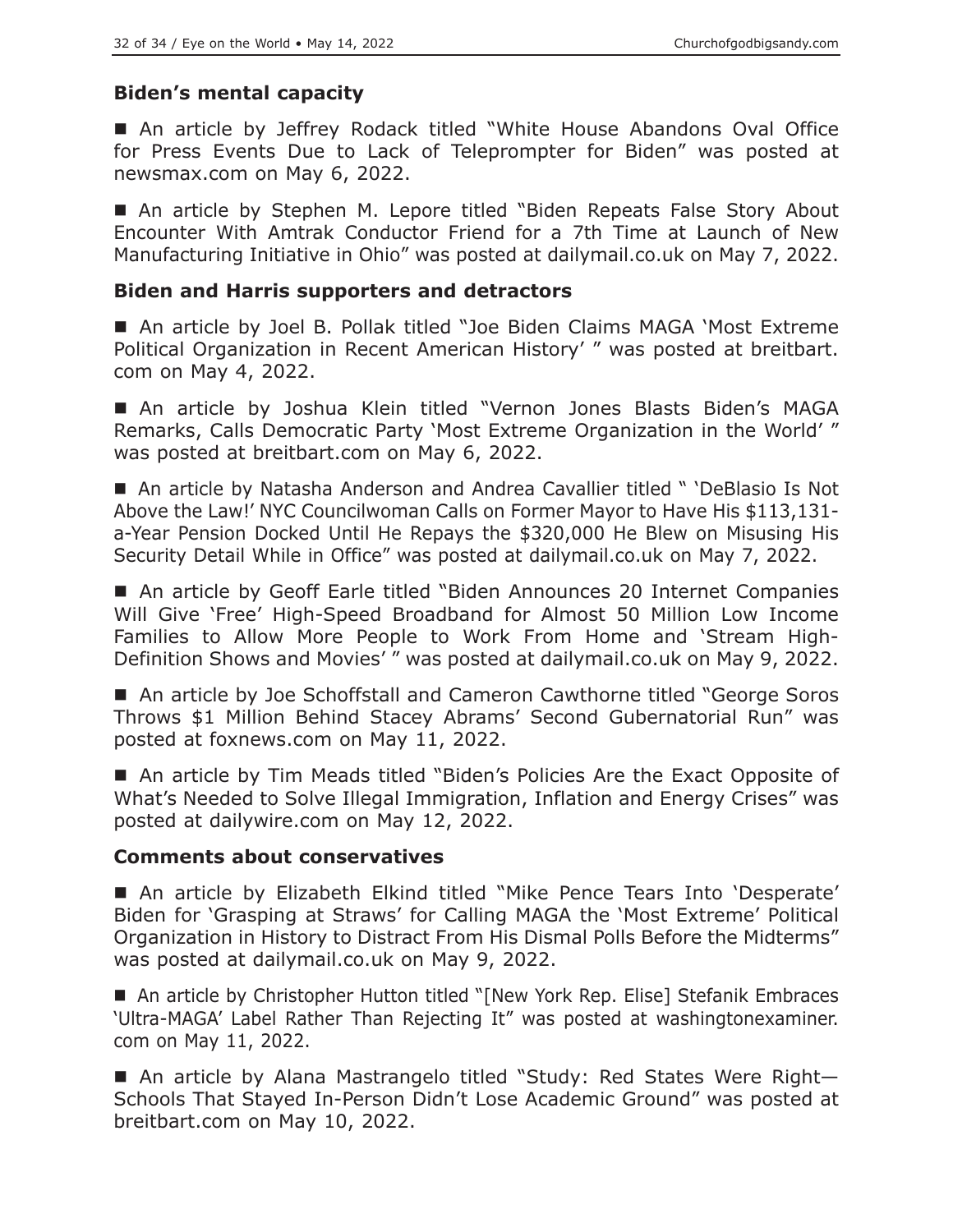### Biden's mental capacity

■ An article by Jeffrey Rodack titled "White House Abandons Oval Office for Press Events Due to Lack of Teleprompter for Biden" was posted at newsmax.com on May 6, 2022.

■ An article by Stephen M. Lepore titled "Biden Repeats False Story About Encounter With Amtrak Conductor Friend for a 7th Time at Launch of New Manufacturing Initiative in Ohio" was posted at dailymail.co.uk on May 7, 2022.

### Biden and Harris supporters and detractors

■ An article by Joel B. Pollak titled "Joe Biden Claims MAGA 'Most Extreme Political Organization in Recent American History' " was posted at breitbart.com on May 4, 2022.

■ An article by Joshua Klein titled "Vernon Jones Blasts Biden's MAGA Remarks, Calls Democratic Party 'Most Extreme Organization in the World' " was posted at breitbart.com on May 6, 2022.

■ An article by Natasha Anderson and Andrea Cavallier titled " 'DeBlasio Is Not Above the Law!' NYC Councilwoman Calls on Former Mayor to Have His $113,131-a-Year Pension Docked Until He Repays the $320,000 He Blew on Misusing His Security Detail While in Office" was posted at dailymail.co.uk on May 7, 2022.

■ An article by Geoff Earle titled "Biden Announces 20 Internet Companies Will Give 'Free' High-Speed Broadband for Almost 50 Million Low Income Families to Allow More People to Work From Home and 'Stream High-Definition Shows and Movies' " was posted at dailymail.co.uk on May 9, 2022.

■ An article by Joe Schoffstall and Cameron Cawthorne titled "George Soros Throws $1 Million Behind Stacey Abrams' Second Gubernatorial Run" was posted at foxnews.com on May 11, 2022.

■ An article by Tim Meads titled "Biden's Policies Are the Exact Opposite of What's Needed to Solve Illegal Immigration, Inflation and Energy Crises" was posted at dailywire.com on May 12, 2022.

### Comments about conservatives

■ An article by Elizabeth Elkind titled "Mike Pence Tears Into 'Desperate' Biden for 'Grasping at Straws' for Calling MAGA the 'Most Extreme' Political Organization in History to Distract From His Dismal Polls Before the Midterms" was posted at dailymail.co.uk on May 9, 2022.

■ An article by Christopher Hutton titled "[New York Rep. Elise] Stefanik Embraces 'Ultra-MAGA' Label Rather Than Rejecting It" was posted at washingtonexaminer.com on May 11, 2022.

■ An article by Alana Mastrangelo titled "Study: Red States Were Right—Schools That Stayed In-Person Didn't Lose Academic Ground" was posted at breitbart.com on May 10, 2022.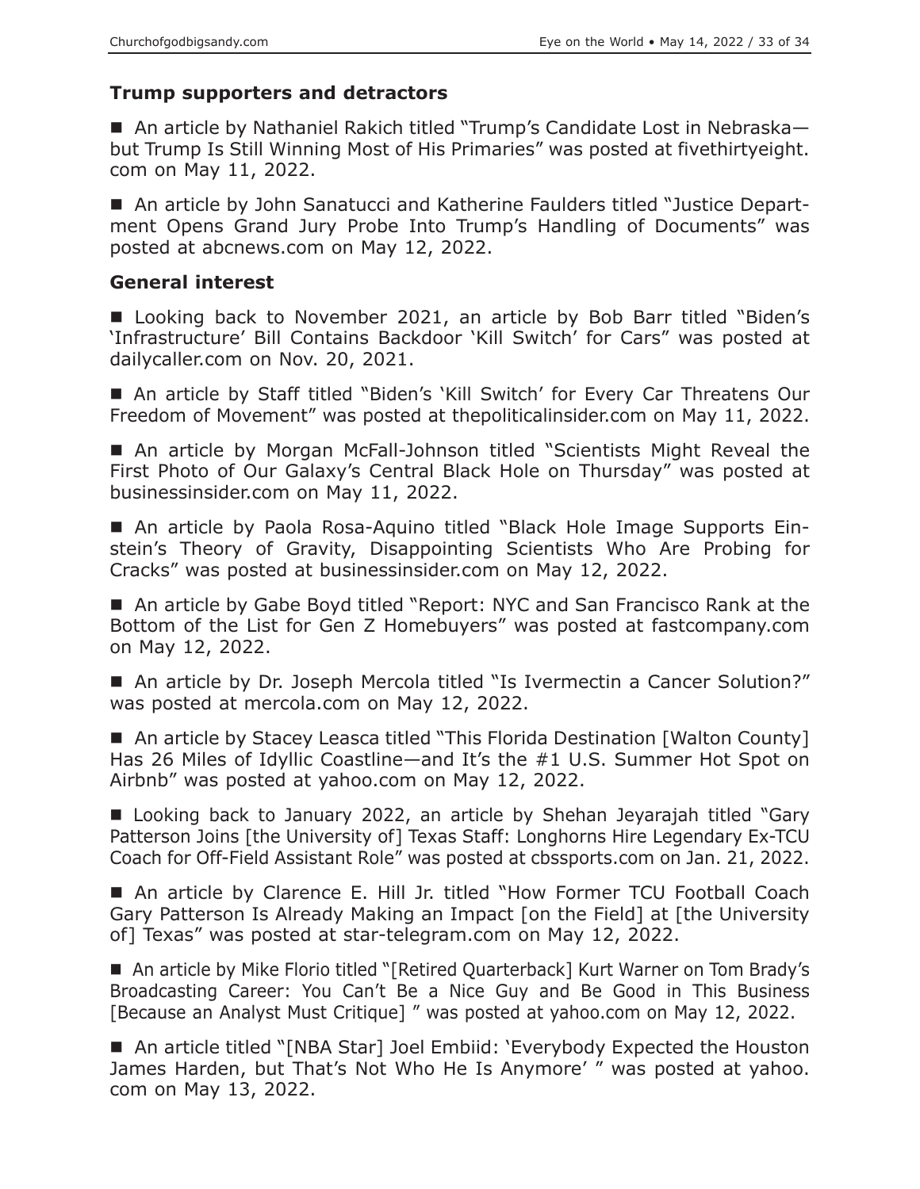### Trump supporters and detractors

■ An article by Nathaniel Rakich titled "Trump's Candidate Lost in Nebraska—but Trump Is Still Winning Most of His Primaries" was posted at fivethirtyeight.com on May 11, 2022.

■ An article by John Sanatucci and Katherine Faulders titled "Justice Department Opens Grand Jury Probe Into Trump's Handling of Documents" was posted at abcnews.com on May 12, 2022.

### General interest

■ Looking back to November 2021, an article by Bob Barr titled "Biden's 'Infrastructure' Bill Contains Backdoor 'Kill Switch' for Cars" was posted at dailycaller.com on Nov. 20, 2021.

■ An article by Staff titled "Biden's 'Kill Switch' for Every Car Threatens Our Freedom of Movement" was posted at thepoliticalinsider.com on May 11, 2022.

■ An article by Morgan McFall-Johnson titled "Scientists Might Reveal the First Photo of Our Galaxy's Central Black Hole on Thursday" was posted at businessinsider.com on May 11, 2022.

■ An article by Paola Rosa-Aquino titled "Black Hole Image Supports Einstein's Theory of Gravity, Disappointing Scientists Who Are Probing for Cracks" was posted at businessinsider.com on May 12, 2022.

■ An article by Gabe Boyd titled "Report: NYC and San Francisco Rank at the Bottom of the List for Gen Z Homebuyers" was posted at fastcompany.com on May 12, 2022.

■ An article by Dr. Joseph Mercola titled "Is Ivermectin a Cancer Solution?" was posted at mercola.com on May 12, 2022.

■ An article by Stacey Leasca titled "This Florida Destination [Walton County] Has 26 Miles of Idyllic Coastline—and It's the #1 U.S. Summer Hot Spot on Airbnb" was posted at yahoo.com on May 12, 2022.

■ Looking back to January 2022, an article by Shehan Jeyarajah titled "Gary Patterson Joins [the University of] Texas Staff: Longhorns Hire Legendary Ex-TCU Coach for Off-Field Assistant Role" was posted at cbssports.com on Jan. 21, 2022.

■ An article by Clarence E. Hill Jr. titled "How Former TCU Football Coach Gary Patterson Is Already Making an Impact [on the Field] at [the University of] Texas" was posted at star-telegram.com on May 12, 2022.

■ An article by Mike Florio titled "[Retired Quarterback] Kurt Warner on Tom Brady's Broadcasting Career: You Can't Be a Nice Guy and Be Good in This Business [Because an Analyst Must Critique] " was posted at yahoo.com on May 12, 2022.

■ An article titled "[NBA Star] Joel Embiid: 'Everybody Expected the Houston James Harden, but That's Not Who He Is Anymore' " was posted at yahoo.com on May 13, 2022.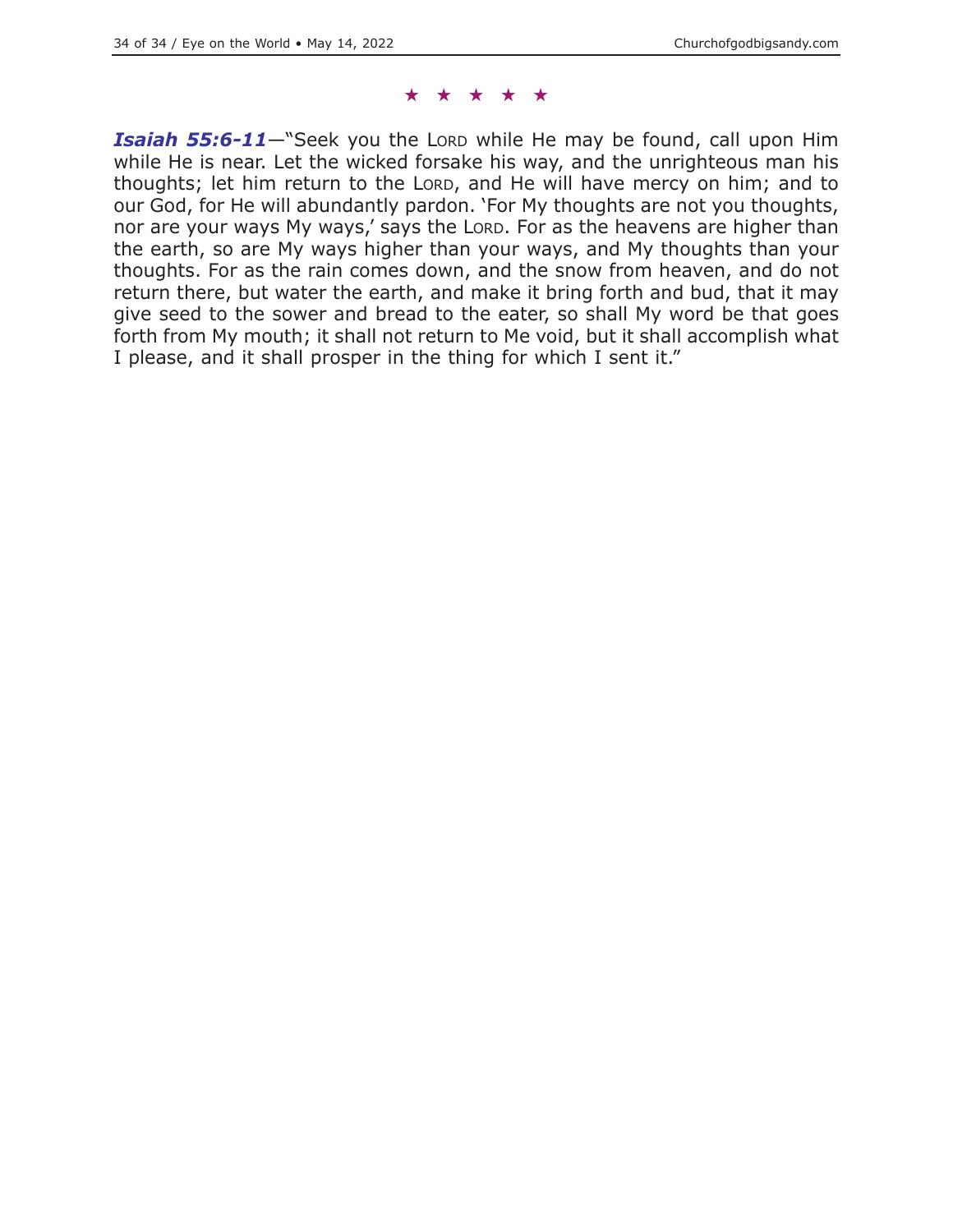★ ★ ★ ★ ★

***Isaiah 55:6-11***—"Seek you the Lord while He may be found, call upon Him while He is near. Let the wicked forsake his way, and the unrighteous man his thoughts; let him return to the Lord, and He will have mercy on him; and to our God, for He will abundantly pardon. 'For My thoughts are not you thoughts, nor are your ways My ways,' says the Lord. For as the heavens are higher than the earth, so are My ways higher than your ways, and My thoughts than your thoughts. For as the rain comes down, and the snow from heaven, and do not return there, but water the earth, and make it bring forth and bud, that it may give seed to the sower and bread to the eater, so shall My word be that goes forth from My mouth; it shall not return to Me void, but it shall accomplish what I please, and it shall prosper in the thing for which I sent it."